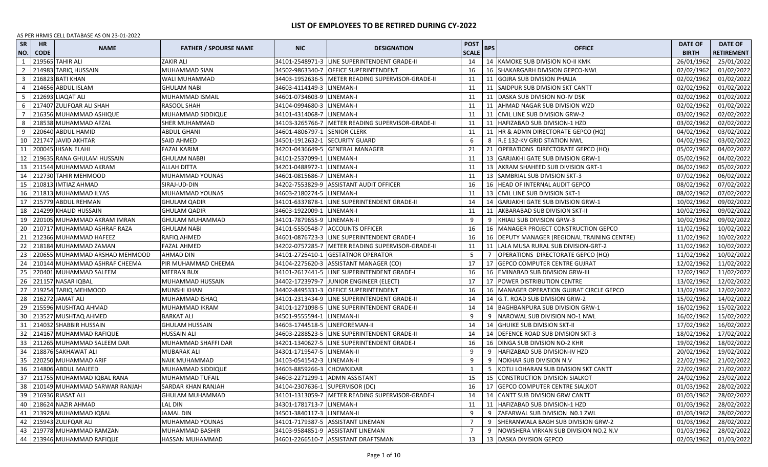# LIST OF EMPLOYEES TO BE RETIRED DURING CY-2022

AS PER HRMIS CELL DATABASE AS ON 23-01-2022

| SR NO. | HR CODE | NAME | FATHER / SPOURSE NAME | NIC | DESIGNATION | POST SCALE | BPS | OFFICE | DATE OF BIRTH | DATE OF RETIREMENT |
|---|---|---|---|---|---|---|---|---|---|---|
| 1 | 219565 | TAHIR ALI | ZAKIR ALI | 34101-2548971-3 | LINE SUPERINTENDENT GRADE-II | 14 | 14 | KAMOKE SUB DIVISION NO-II KMK | 26/01/1962 | 25/01/2022 |
| 2 | 214983 | TARIQ HUSSAIN | MUHAMMAD SIAN | 34502-9863340-7 | OFFICE SUPERINTENDENT | 16 | 16 | SHAKARGARH DIVISION GEPCO-NWL | 02/02/1962 | 01/02/2022 |
| 3 | 216823 | BATI KHAN | WALI MUHAMMAD | 34403-1952636-5 | METER READING SUPERVISOR-GRADE-II | 11 | 11 | GOJRA SUB DIVISION PHALIA | 02/02/1962 | 01/02/2022 |
| 4 | 214656 | ABDUL ISLAM | GHULAM NABI | 34603-4114149-3 | LINEMAN-I | 11 | 11 | SAIDPUR SUB DIVISION SKT CANTT | 02/02/1962 | 01/02/2022 |
| 5 | 212693 | LIAQAT ALI | MUHAMMAD ISMAIL | 34601-0734603-9 | LINEMAN-I | 11 | 11 | DASKA SUB DIVISION NO-IV DSK | 02/02/1962 | 01/02/2022 |
| 6 | 217407 | ZULIFQAR ALI SHAH | RASOOL SHAH | 34104-0994680-3 | LINEMAN-I | 11 | 11 | AHMAD NAGAR SUB DIVISION WZD | 02/02/1962 | 01/02/2022 |
| 7 | 216356 | MUHAMMAD ASHIQUE | MUHAMMAD SIDDIQUE | 34101-4314068-7 | LINEMAN-I | 11 | 11 | CIVIL LINE SUB DIVISION GRW-2 | 03/02/1962 | 02/02/2022 |
| 8 | 218538 | MUHAMMAD AFZAL | SHER MUHAMMAD | 34103-3265766-7 | METER READING SUPERVISOR-GRADE-II | 11 | 11 | HAFIZABAD SUB DIVISION-1 HZD | 03/02/1962 | 02/02/2022 |
| 9 | 220640 | ABDUL HAMID | ABDUL GHANI | 34601-4806797-1 | SENIOR CLERK | 11 | 11 | HR & ADMN DIRECTORATE GEPCO (HQ) | 04/02/1962 | 03/02/2022 |
| 10 | 221747 | JAVID AKHTAR | SAID AHMED | 34501-1912632-1 | SECURITY GUARD | 6 | 8 | R.E 132-KV GRID STATION NWL | 04/02/1962 | 03/02/2022 |
| 11 | 200045 | IHSAN ELAHI | FAZAL KARIM | 34201-0436649-5 | GENERAL MANAGER | 21 | 21 | OPERATIONS DIRECTORATE GEPCO (HQ) | 05/02/1962 | 04/02/2022 |
| 12 | 219635 | RANA GHULAM HUSSAIN | GHULAM NABBI | 34101-2537099-1 | LINEMAN-I | 11 | 13 | GARJAKHI GATE SUB DIVISION GRW-1 | 05/02/1962 | 04/02/2022 |
| 13 | 211544 | MUHAMMAD AKRAM | ALLAH DITTA | 34201-0488972-1 | LINEMAN-I | 11 | 13 | AKRAM SHAHEED SUB DIVISION GRT-1 | 06/02/1962 | 05/02/2022 |
| 14 | 212730 | TAHIR MEHMOOD | MUHAMMAD YOUNAS | 34601-0815686-7 | LINEMAN-I | 11 | 13 | SAMBRIAL SUB DIVISION SKT-3 | 07/02/1962 | 06/02/2022 |
| 15 | 210813 | IMTIAZ AHMAD | SIRAJ-UD-DIN | 34202-7553829-9 | ASSISTANT AUDIT OFFICER | 16 | 16 | HEAD OF INTERNAL AUDIT GEPCO | 08/02/1962 | 07/02/2022 |
| 16 | 211813 | MUHAMMAD ILYAS | MUHAMMAD YOUNAS | 34603-2180274-5 | LINEMAN-I | 11 | 13 | CIVIL LINE SUB DIVISION SKT-1 | 08/02/1962 | 07/02/2022 |
| 17 | 215779 | ABDUL REHMAN | GHULAM QADIR | 34101-6337878-1 | LINE SUPERINTENDENT GRADE-II | 14 | 14 | GARJAKHI GATE SUB DIVISION GRW-1 | 10/02/1962 | 09/02/2022 |
| 18 | 214299 | KHALID HUSSAIN | GHULAM QADIR | 34603-1922009-1 | LINEMAN-I | 11 | 11 | AKBARABAD SUB DIVISION SKT-II | 10/02/1962 | 09/02/2022 |
| 19 | 220105 | MUHAMMAD AKRAM IMRAN | GHULAM MUHAMMAD | 34101-7879655-9 | LINEMAN-II | 9 | 9 | KHIALI SUB DIVISION GRW-3 | 10/02/1962 | 09/02/2022 |
| 20 | 210717 | MUHAMMAD ASHRAF RAZA | GHULAM NABI | 34101-5550548-7 | ACCOUNTS OFFICER | 16 | 16 | MANAGER PROJECT CONSTRUCTION GEPCO | 11/02/1962 | 10/02/2022 |
| 21 | 212366 | MUHAMMAD HAFEEZ | RAFIQ AHMED | 34601-0876723-3 | LINE SUPERINTENDENT GRADE-I | 16 | 16 | DEPUTY MANAGER (REGIONAL TRAINING CENTRE) | 11/02/1962 | 10/02/2022 |
| 22 | 218184 | MUHAMMAD ZAMAN | FAZAL AHMED | 34202-0757285-7 | METER READING SUPERVISOR-GRADE-II | 11 | 11 | LALA MUSA RURAL SUB DIVISION-GRT-2 | 11/02/1962 | 10/02/2022 |
| 23 | 220655 | MUHAMMAD ARSHAD MEHMOOD | AHMAD DIN | 34101-2725410-1 | GESTATNOR OPERATOR | 5 | 7 | OPERATIONS DIRECTORATE GEPCO (HQ) | 11/02/1962 | 10/02/2022 |
| 24 | 210144 | MUHAMMAD ASHRAF CHEEMA | PIR MUHAMMAD CHEEMA | 34104-2275620-3 | ASSISTANT MANAGER (CO) | 17 | 17 | GEPCO COMPUTER CENTRE GUJRAT | 12/02/1962 | 11/02/2022 |
| 25 | 220401 | MUHAMMAD SALEEM | MEERAN BUX | 34101-2617441-5 | LINE SUPERINTENDENT GRADE-I | 16 | 16 | EMINABAD SUB DIVISION GRW-III | 12/02/1962 | 11/02/2022 |
| 26 | 221157 | NASAR IQBAL | MUHAMMAD HUSSAIN | 34402-1723979-7 | JUNIOR ENGINEER (ELECT) | 17 | 17 | POWER DISTRIBUTION CENTRE | 13/02/1962 | 12/02/2022 |
| 27 | 219254 | TARIQ MEHMOOD | MUNSHI KHAN | 34402-8495331-3 | OFFICE SUPERINTENDENT | 16 | 16 | MANAGER OPERATION GUJRAT CIRCLE GEPCO | 13/02/1962 | 12/02/2022 |
| 28 | 216272 | JAMAT ALI | MUHAMMAD ISHAQ | 34101-2313434-9 | LINE SUPERINTENDENT GRADE-II | 14 | 14 | G.T. ROAD SUB DIVISION GRW-2 | 15/02/1962 | 14/02/2022 |
| 29 | 215596 | MUSHTAQ AHMAD | MUHAMMAD IKRAM | 34101-1271098-5 | LINE SUPERINTENDENT GRADE-II | 14 | 14 | BAGHBANPURA SUB DIVISION GRW-1 | 16/02/1962 | 15/02/2022 |
| 30 | 213527 | MUSHTAQ AHMED | BARKAT ALI | 34501-9555594-1 | LINEMAN-II | 9 | 9 | NAROWAL SUB DIVISION NO-1 NWL | 16/02/1962 | 15/02/2022 |
| 31 | 214032 | SHABBIR HUSSAIN | GHULAM HUSSAIN | 34603-1744518-5 | LINEFOREMAN-II | 14 | 14 | GHUIKE SUB DIVISION SKT-II | 17/02/1962 | 16/02/2022 |
| 32 | 214167 | MUHAMMAD RAFIQUE | HUSSAIN ALI | 34603-2288523-5 | LINE SUPERINTENDENT GRADE-II | 14 | 14 | DEFENCE ROAD SUB DIVISION SKT-3 | 18/02/1962 | 17/02/2022 |
| 33 | 211265 | MUHAMMAD SALEEM DAR | MUHAMMAD SHAFFI DAR | 34201-1340627-5 | LINE SUPERINTENDENT GRADE-I | 16 | 16 | DINGA SUB DIVISION NO-2 KHR | 19/02/1962 | 18/02/2022 |
| 34 | 218876 | SAKHAWAT ALI | MUBARAK ALI | 34301-1719547-5 | LINEMAN-II | 9 | 9 | HAFIZABAD SUB DIVISION-IV HZD | 20/02/1962 | 19/02/2022 |
| 35 | 220250 | MUHAMMAD ARIF | NAIK MUHAMMAD | 34103-0541542-3 | LINEMAN-II | 9 | 9 | NOKHAR SUB DIVISION N.V | 22/02/1962 | 21/02/2022 |
| 36 | 214806 | ABDUL MAJEED | MUHAMMAD SIDDIQUE | 34603-8859266-3 | CHOWKIDAR | 1 | 5 | KOTLI LOHARAN SUB DIVISION SKT CANTT | 22/02/1962 | 21/02/2022 |
| 37 | 211755 | MUHAMMAD IQBAL RANA | MUHAMMAD TUFAIL | 34603-2271299-1 | ADMN ASSISTANT | 15 | 15 | CONSTRUCTION DIVISION SIALKOT | 24/02/1962 | 23/02/2022 |
| 38 | 210149 | MUHAMMAD SARWAR RANJAH | SARDAR KHAN RANJAH | 34104-2307636-1 | SUPERVISOR (DC) | 16 | 17 | GEPCO COMPUTER CENTRE SIALKOT | 01/03/1962 | 28/02/2022 |
| 39 | 216936 | RIASAT ALI | GHULAM MUHAMMAD | 34101-1313059-7 | METER READING SUPERVISOR-GRADE-I | 14 | 14 | CANTT SUB DIVISION GRW CANTT | 01/03/1962 | 28/02/2022 |
| 40 | 218624 | NAZIR AHMAD | LAL DIN | 34301-1781713-7 | LINEMAN-I | 11 | 11 | HAFIZABAD SUB DIVISION-1 HZD | 01/03/1962 | 28/02/2022 |
| 41 | 213929 | MUHAMMAD IQBAL | JAMAL DIN | 34501-3840117-3 | LINEMAN-II | 9 | 9 | ZAFARWAL SUB DIVISION N0.1 ZWL | 01/03/1962 | 28/02/2022 |
| 42 | 215943 | ZULIFQAR ALI | MUHAMMAD YOUNAS | 34101-7179387-5 | ASSISTANT LINEMAN | 7 | 9 | SHERANWALA BAGH SUB DIVISION GRW-2 | 01/03/1962 | 28/02/2022 |
| 43 | 219778 | MUHAMMAD RAMZAN | MUHAMMAD BASHIR | 34103-9584851-9 | ASSISTANT LINEMAN | 7 | 9 | NOWSHERA VIRKAN SUB DIVISION NO.2 N.V | 01/03/1962 | 28/02/2022 |
| 44 | 213946 | MUHAMMAD RAFIQUE | HASSAN MUHAMMAD | 34601-2266510-7 | ASSISTANT DRAFTSMAN | 13 | 13 | DASKA DIVISION GEPCO | 02/03/1962 | 01/03/2022 |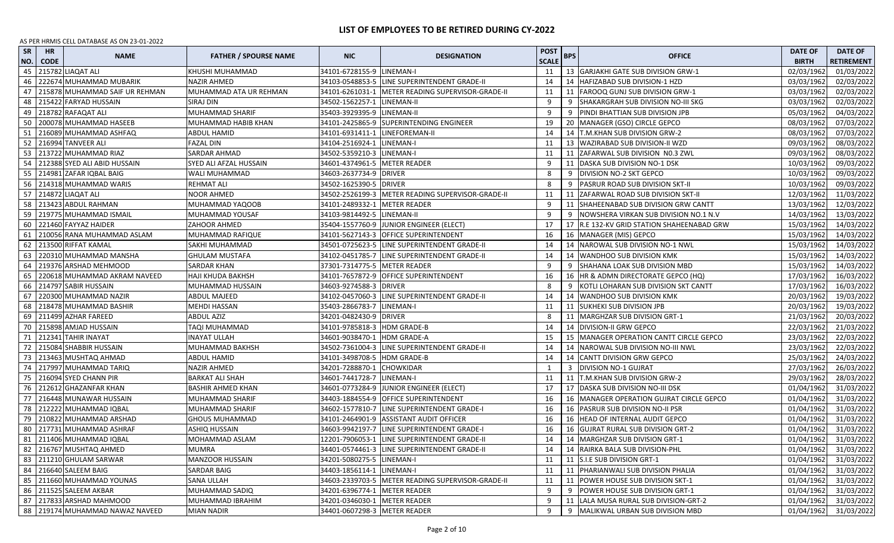# LIST OF EMPLOYEES TO BE RETIRED DURING CY-2022

AS PER HRMIS CELL DATABASE AS ON 23-01-2022

| SR NO. | HR CODE | NAME | FATHER / SPOURSE NAME | NIC | DESIGNATION | POST SCALE | BPS | OFFICE | DATE OF BIRTH | DATE OF RETIREMENT |
|---|---|---|---|---|---|---|---|---|---|---|
| 45 | 215782 | LIAQAT ALI | KHUSHI MUHAMMAD | 34101-6728155-9 | LINEMAN-I | 11 | 13 | GARJAKHI GATE SUB DIVISION GRW-1 | 02/03/1962 | 01/03/2022 |
| 46 | 222674 | MUHAMMAD MUBARIK | NAZIR AHMED | 34103-0548853-5 | LINE SUPERINTENDENT GRADE-II | 14 | 14 | HAFIZABAD SUB DIVISION-1 HZD | 03/03/1962 | 02/03/2022 |
| 47 | 215878 | MUHAMMAD SAIF UR REHMAN | MUHAMMAD ATA UR REHMAN | 34101-6261031-1 | METER READING SUPERVISOR-GRADE-II | 11 | 11 | FAROOQ GUNJ SUB DIVISION GRW-1 | 03/03/1962 | 02/03/2022 |
| 48 | 215422 | FARYAD HUSSAIN | SIRAJ DIN | 34502-1562257-1 | LINEMAN-II | 9 | 9 | SHAKARGRAH SUB DIVISION NO-III SKG | 03/03/1962 | 02/03/2022 |
| 49 | 218782 | RAFAQAT ALI | MUHAMMAD SHARIF | 35403-3929395-9 | LINEMAN-II | 9 | 9 | PINDI BHATTIAN SUB DIVISION JPB | 05/03/1962 | 04/03/2022 |
| 50 | 200078 | MUHAMMAD HASEEB | MUHAMMAD HABIB KHAN | 34101-2425865-9 | SUPERINTENDING ENGINEER | 19 | 20 | MANAGER (GSO) CIRCLE GEPCO | 08/03/1962 | 07/03/2022 |
| 51 | 216089 | MUHAMMAD ASHFAQ | ABDUL HAMID | 34101-6931411-1 | LINEFOREMAN-II | 14 | 14 | T.M.KHAN SUB DIVISION GRW-2 | 08/03/1962 | 07/03/2022 |
| 52 | 216994 | TANVEER ALI | FAZAL DIN | 34104-2516924-1 | LINEMAN-I | 11 | 13 | WAZIRABAD SUB DIVISION-II WZD | 09/03/1962 | 08/03/2022 |
| 53 | 213722 | MUHAMMAD RIAZ | SARDAR AHMAD | 34502-5359210-3 | LINEMAN-I | 11 | 11 | ZAFARWAL SUB DIVISION N0.3 ZWL | 09/03/1962 | 08/03/2022 |
| 54 | 212388 | SYED ALI ABID HUSSAIN | SYED ALI AFZAL HUSSAIN | 34601-4374961-5 | METER READER | 9 | 11 | DASKA SUB DIVISION NO-1 DSK | 10/03/1962 | 09/03/2022 |
| 55 | 214981 | ZAFAR IQBAL BAIG | WALI MUHAMMAD | 34603-2637734-9 | DRIVER | 8 | 9 | DIVISION NO-2 SKT GEPCO | 10/03/1962 | 09/03/2022 |
| 56 | 214318 | MUHAMMAD WARIS | REHMAT ALI | 34502-1625390-5 | DRIVER | 8 | 9 | PASRUR ROAD SUB DIVISION SKT-II | 10/03/1962 | 09/03/2022 |
| 57 | 214872 | LIAQAT ALI | NOOR AHMED | 34502-2526199-3 | METER READING SUPERVISOR-GRADE-II | 11 | 11 | ZAFARWAL ROAD SUB DIVISION SKT-II | 12/03/1962 | 11/03/2022 |
| 58 | 213423 | ABDUL RAHMAN | MUHAMMAD YAQOOB | 34101-2489332-1 | METER READER | 9 | 11 | SHAHEENABAD SUB DIVISION GRW CANTT | 13/03/1962 | 12/03/2022 |
| 59 | 219775 | MUHAMMAD ISMAIL | MUHAMMAD YOUSAF | 34103-9814492-5 | LINEMAN-II | 9 | 9 | NOWSHERA VIRKAN SUB DIVISION NO.1 N.V | 14/03/1962 | 13/03/2022 |
| 60 | 221460 | FAYYAZ HAIDER | ZAHOOR AHMED | 35404-1557760-9 | JUNIOR ENGINEER (ELECT) | 17 | 17 | R.E 132-KV GRID STATION SHAHEENABAD GRW | 15/03/1962 | 14/03/2022 |
| 61 | 210056 | RANA MUHAMMAD ASLAM | MUHAMMAD RAFIQUE | 34101-5627143-3 | OFFICE SUPERINTENDENT | 16 | 16 | MANAGER (MIS) GEPCO | 15/03/1962 | 14/03/2022 |
| 62 | 213500 | RIFFAT KAMAL | SAKHI MUHAMMAD | 34501-0725623-5 | LINE SUPERINTENDENT GRADE-II | 14 | 14 | NAROWAL SUB DIVISION NO-1 NWL | 15/03/1962 | 14/03/2022 |
| 63 | 220310 | MUHAMMAD MANSHA | GHULAM MUSTAFA | 34102-0451785-7 | LINE SUPERINTENDENT GRADE-II | 14 | 14 | WANDHOO SUB DIVISION KMK | 15/03/1962 | 14/03/2022 |
| 64 | 219376 | ARSHAD MEHMOOD | SARDAR KHAN | 37301-7314775-5 | METER READER | 9 | 9 | SHAHANA LOAK SUB DIVISION MBD | 15/03/1962 | 14/03/2022 |
| 65 | 220618 | MUHAMMAD AKRAM NAVEED | HAJI KHUDA BAKHSH | 34101-7657872-9 | OFFICE SUPERINTENDENT | 16 | 16 | HR & ADMN DIRECTORATE GEPCO (HQ) | 17/03/1962 | 16/03/2022 |
| 66 | 214797 | SABIR HUSSAIN | MUHAMMAD HUSSAIN | 34603-9274588-3 | DRIVER | 8 | 9 | KOTLI LOHARAN SUB DIVISION SKT CANTT | 17/03/1962 | 16/03/2022 |
| 67 | 220300 | MUHAMMAD NAZIR | ABDUL MAJEED | 34102-0457060-3 | LINE SUPERINTENDENT GRADE-II | 14 | 14 | WANDHOO SUB DIVISION KMK | 20/03/1962 | 19/03/2022 |
| 68 | 218478 | MUHAMMAD BASHIR | MEHDI HASSAN | 35403-2866783-7 | LINEMAN-I | 11 | 11 | SUKHEKI SUB DIVISION JPB | 20/03/1962 | 19/03/2022 |
| 69 | 211499 | AZHAR FAREED | ABDUL AZIZ | 34201-0482430-9 | DRIVER | 8 | 11 | MARGHZAR SUB DIVISION GRT-1 | 21/03/1962 | 20/03/2022 |
| 70 | 215898 | AMJAD HUSSAIN | TAQI MUHAMMAD | 34101-9785818-3 | HDM GRADE-B | 14 | 14 | DIVISION-II GRW GEPCO | 22/03/1962 | 21/03/2022 |
| 71 | 212341 | TAHIR INAYAT | INAYAT ULLAH | 34601-9038470-1 | HDM GRADE-A | 15 | 15 | MANAGER OPERATION CANTT CIRCLE GEPCO | 23/03/1962 | 22/03/2022 |
| 72 | 215084 | SHABBIR HUSSAIN | MUHAMMAD BAKHSH | 34502-7361004-3 | LINE SUPERINTENDENT GRADE-II | 14 | 14 | NAROWAL SUB DIVISION NO-III NWL | 23/03/1962 | 22/03/2022 |
| 73 | 213463 | MUSHTAQ AHMAD | ABDUL HAMID | 34101-3498708-5 | HDM GRADE-B | 14 | 14 | CANTT DIVISION GRW GEPCO | 25/03/1962 | 24/03/2022 |
| 74 | 217997 | MUHAMMAD TARIQ | NAZIR AHMED | 34201-7288870-1 | CHOWKIDAR | 1 | 3 | DIVISION NO-1 GUJRAT | 27/03/1962 | 26/03/2022 |
| 75 | 216094 | SYED CHANN PIR | BARKAT ALI SHAH | 34601-7441728-7 | LINEMAN-I | 11 | 11 | T.M.KHAN SUB DIVISION GRW-2 | 29/03/1962 | 28/03/2022 |
| 76 | 212612 | GHAZANFAR KHAN | BASHIR AHMED KHAN | 34601-0773284-9 | JUNIOR ENGINEER (ELECT) | 17 | 17 | DASKA SUB DIVISION NO-III DSK | 01/04/1962 | 31/03/2022 |
| 77 | 216448 | MUNAWAR HUSSAIN | MUHAMMAD SHARIF | 34403-1884554-9 | OFFICE SUPERINTENDENT | 16 | 16 | MANAGER OPERATION GUJRAT CIRCLE GEPCO | 01/04/1962 | 31/03/2022 |
| 78 | 212222 | MUHAMMAD IQBAL | MUHAMMAD SHARIF | 34602-1577810-7 | LINE SUPERINTENDENT GRADE-I | 16 | 16 | PASRUR SUB DIVISION NO-II PSR | 01/04/1962 | 31/03/2022 |
| 79 | 210822 | MUHAMMAD ARSHAD | GHOUS MUHAMMAD | 34101-2464901-9 | ASSISTANT AUDIT OFFICER | 16 | 16 | HEAD OF INTERNAL AUDIT GEPCO | 01/04/1962 | 31/03/2022 |
| 80 | 217731 | MUHAMMAD ASHRAF | ASHIQ HUSSAIN | 34603-9942197-7 | LINE SUPERINTENDENT GRADE-I | 16 | 16 | GUJRAT RURAL SUB DIVISION GRT-2 | 01/04/1962 | 31/03/2022 |
| 81 | 211406 | MUHAMMAD IQBAL | MOHAMMAD ASLAM | 12201-7906053-1 | LINE SUPERINTENDENT GRADE-II | 14 | 14 | MARGHZAR SUB DIVISION GRT-1 | 01/04/1962 | 31/03/2022 |
| 82 | 216767 | MUSHTAQ AHMED | MUMRA | 34401-0574461-3 | LINE SUPERINTENDENT GRADE-II | 14 | 14 | RAIRKA BALA SUB DIVISION-PHL | 01/04/1962 | 31/03/2022 |
| 83 | 211210 | GHULAM SARWAR | MANZOOR HUSSAIN | 34201-5080275-5 | LINEMAN-I | 11 | 11 | S.I.E SUB DIVISION GRT-1 | 01/04/1962 | 31/03/2022 |
| 84 | 216640 | SALEEM BAIG | SARDAR BAIG | 34403-1856114-1 | LINEMAN-I | 11 | 11 | PHARIANWALI SUB DIVISION PHALIA | 01/04/1962 | 31/03/2022 |
| 85 | 211660 | MUHAMMAD YOUNAS | SANA ULLAH | 34603-2339703-5 | METER READING SUPERVISOR-GRADE-II | 11 | 11 | POWER HOUSE SUB DIVISION SKT-1 | 01/04/1962 | 31/03/2022 |
| 86 | 211525 | SALEEM AKBAR | MUHAMMAD SADIQ | 34201-6396774-1 | METER READER | 9 | 9 | POWER HOUSE SUB DIVISION GRT-1 | 01/04/1962 | 31/03/2022 |
| 87 | 217833 | ARSHAD MAHMOOD | MUHAMMAD IBRAHIM | 34201-0346030-1 | METER READER | 9 | 11 | LALA MUSA RURAL SUB DIVISION-GRT-2 | 01/04/1962 | 31/03/2022 |
| 88 | 219174 | MUHAMMAD NAWAZ NAVEED | MIAN NADIR | 34401-0607298-3 | METER READER | 9 | 9 | MALIKWAL URBAN SUB DIVISION MBD | 01/04/1962 | 31/03/2022 |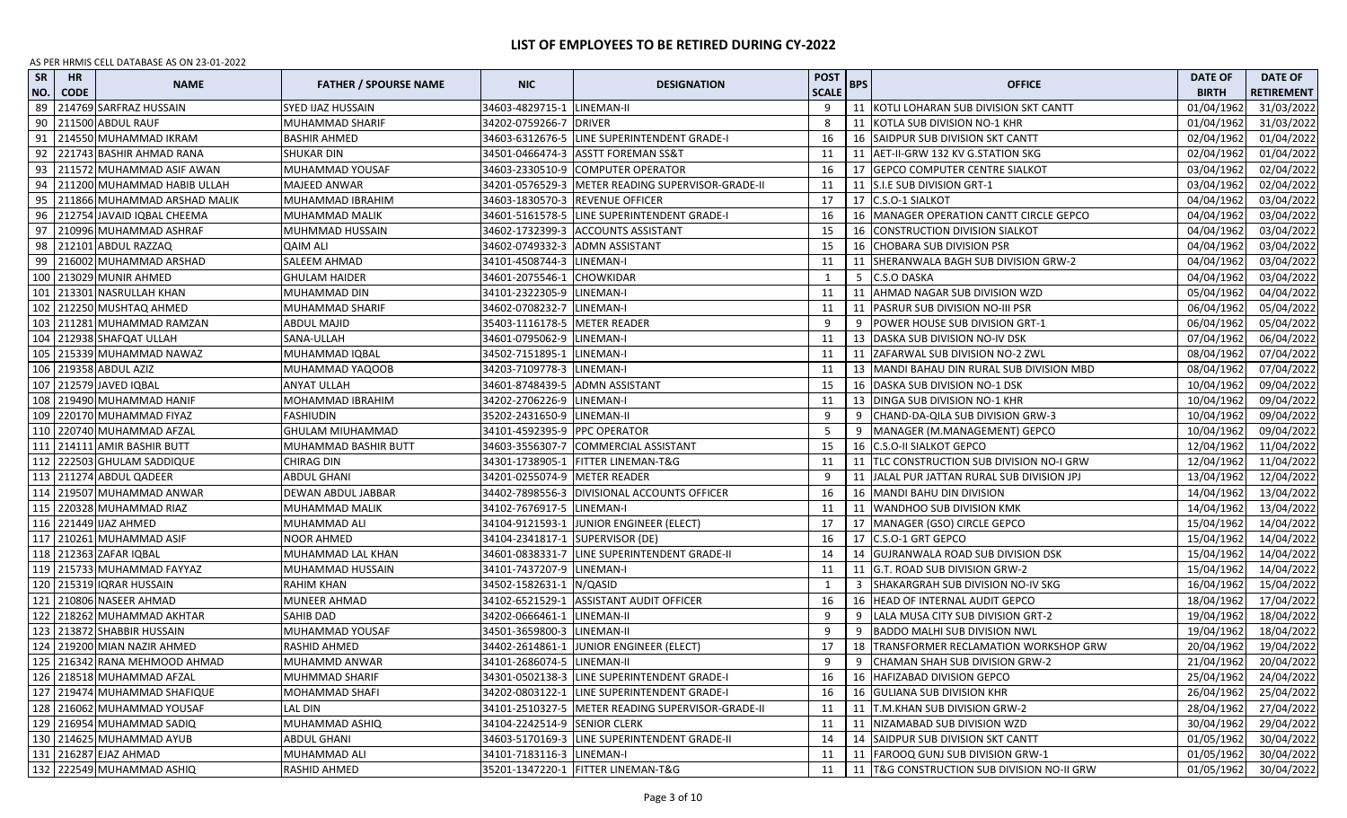# LIST OF EMPLOYEES TO BE RETIRED DURING CY-2022

AS PER HRMIS CELL DATABASE AS ON 23-01-2022

| SR NO. | HR CODE | NAME | FATHER / SPOUSRE NAME | NIC | DESIGNATION | POST SCALE | BPS | OFFICE | DATE OF BIRTH | DATE OF RETIREMENT |
|---|---|---|---|---|---|---|---|---|---|---|
| 89 | 214769 | SARFRAZ HUSSAIN | SYED IJAZ HUSSAIN | 34603-4829715-1 | LINEMAN-II | 9 | 11 | KOTLI LOHARAN SUB DIVISION SKT CANTT | 01/04/1962 | 31/03/2022 |
| 90 | 211500 | ABDUL RAUF | MUHAMMAD SHARIF | 34202-0759266-7 | DRIVER | 8 | 11 | KOTLA SUB DIVISION NO-1 KHR | 01/04/1962 | 31/03/2022 |
| 91 | 214550 | MUHAMMAD IKRAM | BASHIR AHMED | 34603-6312676-5 | LINE SUPERINTENDENT GRADE-I | 16 | 16 | SAIDPUR SUB DIVISION SKT CANTT | 02/04/1962 | 01/04/2022 |
| 92 | 221743 | BASHIR AHMAD RANA | SHUKAR DIN | 34501-0466474-3 | ASSTT FOREMAN SS&T | 11 | 11 | AET-II-GRW 132 KV G.STATION SKG | 02/04/1962 | 01/04/2022 |
| 93 | 211572 | MUHAMMAD ASIF AWAN | MUHAMMAD YOUSAF | 34603-2330510-9 | COMPUTER OPERATOR | 16 | 17 | GEPCO COMPUTER CENTRE SIALKOT | 03/04/1962 | 02/04/2022 |
| 94 | 211200 | MUHAMMAD HABIB ULLAH | MAJEED ANWAR | 34201-0576529-3 | METER READING SUPERVISOR-GRADE-II | 11 | 11 | S.I.E SUB DIVISION GRT-1 | 03/04/1962 | 02/04/2022 |
| 95 | 211866 | MUHAMMAD ARSHAD MALIK | MUHAMMAD IBRAHIM | 34603-1830570-3 | REVENUE OFFICER | 17 | 17 | C.S.O-1 SIALKOT | 04/04/1962 | 03/04/2022 |
| 96 | 212754 | JAVAID IQBAL CHEEMA | MUHAMMAD MALIK | 34601-5161578-5 | LINE SUPERINTENDENT GRADE-I | 16 | 16 | MANAGER OPERATION CANTT CIRCLE GEPCO | 04/04/1962 | 03/04/2022 |
| 97 | 210996 | MUHAMMAD ASHRAF | MUHMMAD HUSSAIN | 34602-1732399-3 | ACCOUNTS ASSISTANT | 15 | 16 | CONSTRUCTION DIVISION SIALKOT | 04/04/1962 | 03/04/2022 |
| 98 | 212101 | ABDUL RAZZAQ | QAIM ALI | 34602-0749332-3 | ADMN ASSISTANT | 15 | 16 | CHOBARA SUB DIVISION PSR | 04/04/1962 | 03/04/2022 |
| 99 | 216002 | MUHAMMAD ARSHAD | SALEEM AHMAD | 34101-4508744-3 | LINEMAN-I | 11 | 11 | SHERANWALA BAGH SUB DIVISION GRW-2 | 04/04/1962 | 03/04/2022 |
| 100 | 213029 | MUNIR AHMED | GHULAM HAIDER | 34601-2075546-1 | CHOWKIDAR | 1 | 5 | C.S.O DASKA | 04/04/1962 | 03/04/2022 |
| 101 | 213301 | NASRULLAH KHAN | MUHAMMAD DIN | 34101-2322305-9 | LINEMAN-I | 11 | 11 | AHMAD NAGAR SUB DIVISION WZD | 05/04/1962 | 04/04/2022 |
| 102 | 212250 | MUSHTAQ AHMED | MUHAMMAD SHARIF | 34602-0708232-7 | LINEMAN-I | 11 | 11 | PASRUR SUB DIVISION NO-III PSR | 06/04/1962 | 05/04/2022 |
| 103 | 211281 | MUHAMMAD RAMZAN | ABDUL MAJID | 35403-1116178-5 | METER READER | 9 | 9 | POWER HOUSE SUB DIVISION GRT-1 | 06/04/1962 | 05/04/2022 |
| 104 | 212938 | SHAFQAT ULLAH | SANA-ULLAH | 34601-0795062-9 | LINEMAN-I | 11 | 13 | DASKA SUB DIVISION NO-IV DSK | 07/04/1962 | 06/04/2022 |
| 105 | 215339 | MUHAMMAD NAWAZ | MUHAMMAD IQBAL | 34502-7151895-1 | LINEMAN-I | 11 | 11 | ZAFARWAL SUB DIVISION NO-2 ZWL | 08/04/1962 | 07/04/2022 |
| 106 | 219358 | ABDUL AZIZ | MUHAMMAD YAQOOB | 34203-7109778-3 | LINEMAN-I | 11 | 13 | MANDI BAHAU DIN RURAL SUB DIVISION MBD | 08/04/1962 | 07/04/2022 |
| 107 | 212579 | JAVED IQBAL | ANYAT ULLAH | 34601-8748439-5 | ADMN ASSISTANT | 15 | 16 | DASKA SUB DIVISION NO-1 DSK | 10/04/1962 | 09/04/2022 |
| 108 | 219490 | MUHAMMAD HANIF | MOHAMMAD IBRAHIM | 34202-2706226-9 | LINEMAN-I | 11 | 13 | DINGA SUB DIVISION NO-1 KHR | 10/04/1962 | 09/04/2022 |
| 109 | 220170 | MUHAMMAD FIYAZ | FASHIUDIN | 35202-2431650-9 | LINEMAN-II | 9 | 9 | CHAND-DA-QILA SUB DIVISION GRW-3 | 10/04/1962 | 09/04/2022 |
| 110 | 220740 | MUHAMMAD AFZAL | GHULAM MIUHAMMAD | 34101-4592395-9 | PPC OPERATOR | 5 | 9 | MANAGER (M.MANAGEMENT) GEPCO | 10/04/1962 | 09/04/2022 |
| 111 | 214111 | AMIR BASHIR BUTT | MUHAMMAD BASHIR BUTT | 34603-3556307-7 | COMMERCIAL ASSISTANT | 15 | 16 | C.S.O-II SIALKOT GEPCO | 12/04/1962 | 11/04/2022 |
| 112 | 222503 | GHULAM SADDIQUE | CHIRAG DIN | 34301-1738905-1 | FITTER LINEMAN-T&G | 11 | 11 | TLC CONSTRUCTION SUB DIVISION NO-I GRW | 12/04/1962 | 11/04/2022 |
| 113 | 211274 | ABDUL QADEER | ABDUL GHANI | 34201-0255074-9 | METER READER | 9 | 11 | JALAL PUR JATTAN RURAL SUB DIVISION JPJ | 13/04/1962 | 12/04/2022 |
| 114 | 219507 | MUHAMMAD ANWAR | DEWAN ABDUL JABBAR | 34402-7898556-3 | DIVISIONAL ACCOUNTS OFFICER | 16 | 16 | MANDI BAHU DIN DIVISION | 14/04/1962 | 13/04/2022 |
| 115 | 220328 | MUHAMMAD RIAZ | MUHAMMAD MALIK | 34102-7676917-5 | LINEMAN-I | 11 | 11 | WANDHOO SUB DIVISION KMK | 14/04/1962 | 13/04/2022 |
| 116 | 221449 | IJAZ AHMED | MUHAMMAD ALI | 34104-9121593-1 | JUNIOR ENGINEER (ELECT) | 17 | 17 | MANAGER (GSO) CIRCLE GEPCO | 15/04/1962 | 14/04/2022 |
| 117 | 210261 | MUHAMMAD ASIF | NOOR AHMED | 34104-2341817-1 | SUPERVISOR (DE) | 16 | 17 | C.S.O-1 GRT GEPCO | 15/04/1962 | 14/04/2022 |
| 118 | 212363 | ZAFAR IQBAL | MUHAMMAD LAL KHAN | 34601-0838331-7 | LINE SUPERINTENDENT GRADE-II | 14 | 14 | GUJRANWALA ROAD SUB DIVISION DSK | 15/04/1962 | 14/04/2022 |
| 119 | 215733 | MUHAMMAD FAYYAZ | MUHAMMAD HUSSAIN | 34101-7437207-9 | LINEMAN-I | 11 | 11 | G.T. ROAD SUB DIVISION GRW-2 | 15/04/1962 | 14/04/2022 |
| 120 | 215319 | IQRAR HUSSAIN | RAHIM KHAN | 34502-1582631-1 | N/QASID | 1 | 3 | SHAKARGRAH SUB DIVISION NO-IV SKG | 16/04/1962 | 15/04/2022 |
| 121 | 210806 | NASEER AHMAD | MUNEER AHMAD | 34102-6521529-1 | ASSISTANT AUDIT OFFICER | 16 | 16 | HEAD OF INTERNAL AUDIT GEPCO | 18/04/1962 | 17/04/2022 |
| 122 | 218262 | MUHAMMAD AKHTAR | SAHIB DAD | 34202-0666461-1 | LINEMAN-II | 9 | 9 | LALA MUSA CITY SUB DIVISION GRT-2 | 19/04/1962 | 18/04/2022 |
| 123 | 213872 | SHABBIR HUSSAIN | MUHAMMAD YOUSAF | 34501-3659800-3 | LINEMAN-II | 9 | 9 | BADDO MALHI SUB DIVISION NWL | 19/04/1962 | 18/04/2022 |
| 124 | 219200 | MIAN NAZIR AHMED | RASHID AHMED | 34402-2614861-1 | JUNIOR ENGINEER (ELECT) | 17 | 18 | TRANSFORMER RECLAMATION WORKSHOP GRW | 20/04/1962 | 19/04/2022 |
| 125 | 216342 | RANA MEHMOOD AHMAD | MUHAMMD ANWAR | 34101-2686074-5 | LINEMAN-II | 9 | 9 | CHAMAN SHAH SUB DIVISION GRW-2 | 21/04/1962 | 20/04/2022 |
| 126 | 218518 | MUHAMMAD AFZAL | MUHMMAD SHARIF | 34301-0502138-3 | LINE SUPERINTENDENT GRADE-I | 16 | 16 | HAFIZABAD DIVISION GEPCO | 25/04/1962 | 24/04/2022 |
| 127 | 219474 | MUHAMMAD SHAFIQUE | MOHAMMAD SHAFI | 34202-0803122-1 | LINE SUPERINTENDENT GRADE-I | 16 | 16 | GULIANA SUB DIVISION KHR | 26/04/1962 | 25/04/2022 |
| 128 | 216062 | MUHAMMAD YOUSAF | LAL DIN | 34101-2510327-5 | METER READING SUPERVISOR-GRADE-II | 11 | 11 | T.M.KHAN SUB DIVISION GRW-2 | 28/04/1962 | 27/04/2022 |
| 129 | 216954 | MUHAMMAD SADIQ | MUHAMMAD ASHIQ | 34104-2242514-9 | SENIOR CLERK | 11 | 11 | NIZAMABAD SUB DIVISION WZD | 30/04/1962 | 29/04/2022 |
| 130 | 214625 | MUHAMMAD AYUB | ABDUL GHANI | 34603-5170169-3 | LINE SUPERINTENDENT GRADE-II | 14 | 14 | SAIDPUR SUB DIVISION SKT CANTT | 01/05/1962 | 30/04/2022 |
| 131 | 216287 | EJAZ AHMAD | MUHAMMAD ALI | 34101-7183116-3 | LINEMAN-I | 11 | 11 | FAROOQ GUNJ SUB DIVISION GRW-1 | 01/05/1962 | 30/04/2022 |
| 132 | 222549 | MUHAMMAD ASHIQ | RASHID AHMED | 35201-1347220-1 | FITTER LINEMAN-T&G | 11 | 11 | T&G CONSTRUCTION SUB DIVISION NO-II GRW | 01/05/1962 | 30/04/2022 |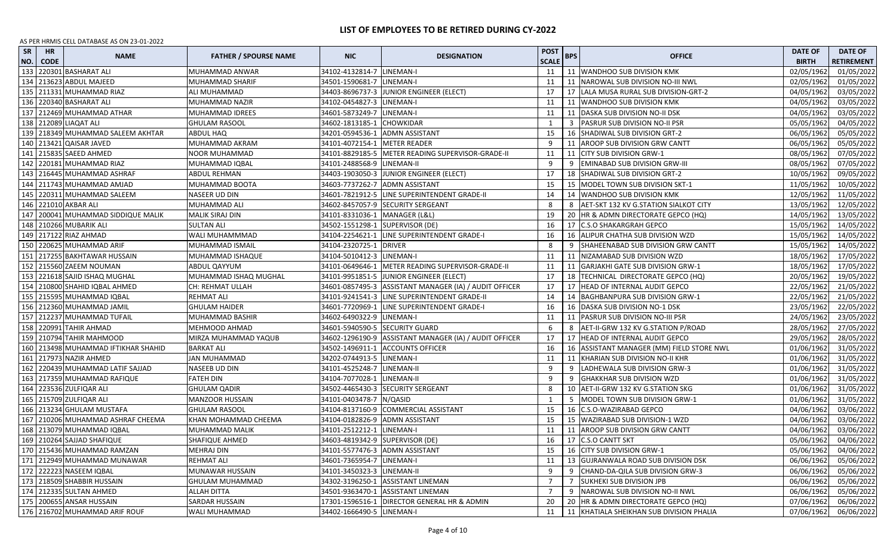# LIST OF EMPLOYEES TO BE RETIRED DURING CY-2022

AS PER HRMIS CELL DATABASE AS ON 23-01-2022

| SR NO. | HR CODE | NAME | FATHER / SPOURSE NAME | NIC | DESIGNATION | POST SCALE | BPS | OFFICE | DATE OF BIRTH | DATE OF RETIREMENT |
|---|---|---|---|---|---|---|---|---|---|---|
| 133 | 220301 | BASHARAT ALI | MUHAMMAD ANWAR | 34102-4132814-7 | LINEMAN-I | 11 | 11 | WANDHOO SUB DIVISION KMK | 02/05/1962 | 01/05/2022 |
| 134 | 213623 | ABDUL MAJEED | MUHAMMAD SHARIF | 34501-1590681-7 | LINEMAN-I | 11 | 11 | NAROWAL SUB DIVISION NO-III NWL | 02/05/1962 | 01/05/2022 |
| 135 | 211331 | MUHAMMAD RIAZ | ALI MUHAMMAD | 34403-8696737-3 | JUNIOR ENGINEER (ELECT) | 17 | 17 | LALA MUSA RURAL SUB DIVISION-GRT-2 | 04/05/1962 | 03/05/2022 |
| 136 | 220340 | BASHARAT ALI | MUHAMMAD NAZIR | 34102-0454827-3 | LINEMAN-I | 11 | 11 | WANDHOO SUB DIVISION KMK | 04/05/1962 | 03/05/2022 |
| 137 | 212469 | MUHAMMAD ATHAR | MUHAMMAD IDREES | 34601-5873249-7 | LINEMAN-I | 11 | 11 | DASKA SUB DIVISION NO-II DSK | 04/05/1962 | 03/05/2022 |
| 138 | 212089 | LIAQAT ALI | GHULAM RASOOL | 34602-1813185-1 | CHOWKIDAR | 1 | 3 | PASRUR SUB DIVISION NO-II PSR | 05/05/1962 | 04/05/2022 |
| 139 | 218349 | MUHAMMAD SALEEM AKHTAR | ABDUL HAQ | 34201-0594536-1 | ADMN ASSISTANT | 15 | 16 | SHADIWAL SUB DIVISION GRT-2 | 06/05/1962 | 05/05/2022 |
| 140 | 213421 | QAISAR JAVED | MUHAMMAD AKRAM | 34101-4072154-1 | METER READER | 9 | 11 | AROOP SUB DIVISION GRW CANTT | 06/05/1962 | 05/05/2022 |
| 141 | 215835 | SAEED AHMED | NOOR MUHAMMAD | 34101-8829185-5 | METER READING SUPERVISOR-GRADE-II | 11 | 11 | CITY SUB DIVISION GRW-1 | 08/05/1962 | 07/05/2022 |
| 142 | 220181 | MUHAMMAD RIAZ | MUHAMMAD IQBAL | 34101-2488568-9 | LINEMAN-II | 9 | 9 | EMINABAD SUB DIVISION GRW-III | 08/05/1962 | 07/05/2022 |
| 143 | 216445 | MUHAMMAD ASHRAF | ABDUL REHMAN | 34403-1903050-3 | JUNIOR ENGINEER (ELECT) | 17 | 18 | SHADIWAL SUB DIVISION GRT-2 | 10/05/1962 | 09/05/2022 |
| 144 | 211743 | MUHAMMAD AMJAD | MUHAMMAD BOOTA | 34603-7737262-7 | ADMN ASSISTANT | 15 | 15 | MODEL TOWN SUB DIVISION SKT-1 | 11/05/1962 | 10/05/2022 |
| 145 | 220311 | MUHAMMAD SALEEM | NASEER UD DIN | 34601-7821912-5 | LINE SUPERINTENDENT GRADE-II | 14 | 14 | WANDHOO SUB DIVISION KMK | 12/05/1962 | 11/05/2022 |
| 146 | 221010 | AKBAR ALI | MUHAMMAD ALI | 34602-8457057-9 | SECURITY SERGEANT | 8 | 8 | AET-SKT 132 KV G.STATION SIALKOT CITY | 13/05/1962 | 12/05/2022 |
| 147 | 200041 | MUHAMMAD SIDDIQUE MALIK | MALIK SIRAJ DIN | 34101-8331036-1 | MANAGER (L&L) | 19 | 20 | HR & ADMN DIRECTORATE GEPCO (HQ) | 14/05/1962 | 13/05/2022 |
| 148 | 210266 | MUBARIK ALI | SULTAN ALI | 34502-1551298-1 | SUPERVISOR (DE) | 16 | 17 | C.S.O SHAKARGRAH GEPCO | 15/05/1962 | 14/05/2022 |
| 149 | 217122 | RIAZ AHMAD | WALI MUHAMMMAD | 34104-2254621-1 | LINE SUPERINTENDENT GRADE-I | 16 | 16 | ALIPUR CHATHA SUB DIVISION WZD | 15/05/1962 | 14/05/2022 |
| 150 | 220625 | MUHAMMAD ARIF | MUHAMMAD ISMAIL | 34104-2320725-1 | DRIVER | 8 | 9 | SHAHEENABAD SUB DIVISION GRW CANTT | 15/05/1962 | 14/05/2022 |
| 151 | 217255 | BAKHTAWAR HUSSAIN | MUHAMMAD ISHAQUE | 34104-5010412-3 | LINEMAN-I | 11 | 11 | NIZAMABAD SUB DIVISION WZD | 18/05/1962 | 17/05/2022 |
| 152 | 215560 | ZAEEM NOUMAN | ABDUL QAYYUM | 34101-0649646-1 | METER READING SUPERVISOR-GRADE-II | 11 | 11 | GARJAKHI GATE SUB DIVISION GRW-1 | 18/05/1962 | 17/05/2022 |
| 153 | 221618 | SAJID ISHAQ MUGHAL | MUHAMMAD ISHAQ MUGHAL | 34101-9951851-5 | JUNIOR ENGINEER (ELECT) | 17 | 18 | TECHNICAL DIRECTORATE GEPCO (HQ) | 20/05/1962 | 19/05/2022 |
| 154 | 210800 | SHAHID IQBAL AHMED | CH: REHMAT ULLAH | 34601-0857495-3 | ASSISTANT MANAGER (IA) / AUDIT OFFICER | 17 | 17 | HEAD OF INTERNAL AUDIT GEPCO | 22/05/1962 | 21/05/2022 |
| 155 | 215595 | MUHAMMAD IQBAL | REHMAT ALI | 34101-9241541-3 | LINE SUPERINTENDENT GRADE-II | 14 | 14 | BAGHBANPURA SUB DIVISION GRW-1 | 22/05/1962 | 21/05/2022 |
| 156 | 212360 | MUHAMMAD JAMIL | GHULAM HAIDER | 34601-7720969-1 | LINE SUPERINTENDENT GRADE-I | 16 | 16 | DASKA SUB DIVISION NO-1 DSK | 23/05/1962 | 22/05/2022 |
| 157 | 212237 | MUHAMMAD TUFAIL | MUHAMMAD BASHIR | 34602-6490322-9 | LINEMAN-I | 11 | 11 | PASRUR SUB DIVISION NO-III PSR | 24/05/1962 | 23/05/2022 |
| 158 | 220991 | TAHIR AHMAD | MEHMOOD AHMAD | 34601-5940590-5 | SECURITY GUARD | 6 | 8 | AET-II-GRW 132 KV G.STATION P/ROAD | 28/05/1962 | 27/05/2022 |
| 159 | 210794 | TAHIR MAHMOOD | MIRZA MUHAMMAD YAQUB | 34602-1296190-9 | ASSISTANT MANAGER (IA) / AUDIT OFFICER | 17 | 17 | HEAD OF INTERNAL AUDIT GEPCO | 29/05/1962 | 28/05/2022 |
| 160 | 213498 | MUHAMMAD IFTIKHAR SHAHID | BARKAT ALI | 34502-1496911-1 | ACCOUNTS OFFICER | 16 | 16 | ASSISTANT MANAGER (MM) FIELD STORE NWL | 01/06/1962 | 31/05/2022 |
| 161 | 217973 | NAZIR AHMED | JAN MUHAMMAD | 34202-0744913-5 | LINEMAN-I | 11 | 11 | KHARIAN SUB DIVISION NO-II KHR | 01/06/1962 | 31/05/2022 |
| 162 | 220439 | MUHAMMAD LATIF SAJJAD | NASEEB UD DIN | 34101-4525248-7 | LINEMAN-II | 9 | 9 | LADHEWALA SUB DIVISION GRW-3 | 01/06/1962 | 31/05/2022 |
| 163 | 217359 | MUHAMMAD RAFIQUE | FATEH DIN | 34104-7077028-1 | LINEMAN-II | 9 | 9 | GHAKKHAR SUB DIVISION WZD | 01/06/1962 | 31/05/2022 |
| 164 | 223536 | ZULFIQAR ALI | GHULAM QADIR | 34502-4465430-3 | SECURITY SERGEANT | 8 | 10 | AET-II-GRW 132 KV G.STATION SKG | 01/06/1962 | 31/05/2022 |
| 165 | 215709 | ZULFIQAR ALI | MANZOOR HUSSAIN | 34101-0403478-7 | N/QASID | 1 | 5 | MODEL TOWN SUB DIVISION GRW-1 | 01/06/1962 | 31/05/2022 |
| 166 | 213234 | GHULAM MUSTAFA | GHULAM RASOOL | 34104-8137160-9 | COMMERCIAL ASSISTANT | 15 | 16 | C.S.O-WAZIRABAD GEPCO | 04/06/1962 | 03/06/2022 |
| 167 | 210206 | MUHAMMAD ASHRAF CHEEMA | KHAN MOHAMMAD CHEEMA | 34104-0182826-9 | ADMN ASSISTANT | 15 | 15 | WAZIRABAD SUB DIVISION-1 WZD | 04/06/1962 | 03/06/2022 |
| 168 | 213079 | MUHAMMAD IQBAL | MUHAMMAD MALIK | 34101-2512212-1 | LINEMAN-I | 11 | 11 | AROOP SUB DIVISION GRW CANTT | 04/06/1962 | 03/06/2022 |
| 169 | 210264 | SAJJAD SHAFIQUE | SHAFIQUE AHMED | 34603-4819342-9 | SUPERVISOR (DE) | 16 | 17 | C.S.O CANTT SKT | 05/06/1962 | 04/06/2022 |
| 170 | 215436 | MUHAMMAD RAMZAN | MEHRAJ DIN | 34101-5577476-3 | ADMN ASSISTANT | 15 | 16 | CITY SUB DIVISION GRW-1 | 05/06/1962 | 04/06/2022 |
| 171 | 212949 | MUHAMMAD MUNAWAR | REHMAT ALI | 34601-7365954-7 | LINEMAN-I | 11 | 13 | GUJRANWALA ROAD SUB DIVISION DSK | 06/06/1962 | 05/06/2022 |
| 172 | 222223 | NASEEM IQBAL | MUNAWAR HUSSAIN | 34101-3450323-3 | LINEMAN-II | 9 | 9 | CHAND-DA-QILA SUB DIVISION GRW-3 | 06/06/1962 | 05/06/2022 |
| 173 | 218509 | SHABBIR HUSSAIN | GHULAM MUHAMMAD | 34302-3196250-1 | ASSISTANT LINEMAN | 7 | 7 | SUKHEKI SUB DIVISION JPB | 06/06/1962 | 05/06/2022 |
| 174 | 212335 | SULTAN AHMED | ALLAH DITTA | 34501-9363470-1 | ASSISTANT LINEMAN | 7 | 9 | NAROWAL SUB DIVISION NO-II NWL | 06/06/1962 | 05/06/2022 |
| 175 | 200655 | ANSAR HUSSAIN | SARDAR HUSSAIN | 17301-1596516-1 | DIRECTOR GENERAL HR & ADMIN | 20 | 20 | HR & ADMN DIRECTORATE GEPCO (HQ) | 07/06/1962 | 06/06/2022 |
| 176 | 216702 | MUHAMMAD ARIF ROUF | WALI MUHAMMAD | 34402-1666490-5 | LINEMAN-I | 11 | 11 | KHATIALA SHEIKHAN SUB DIVISION PHALIA | 07/06/1962 | 06/06/2022 |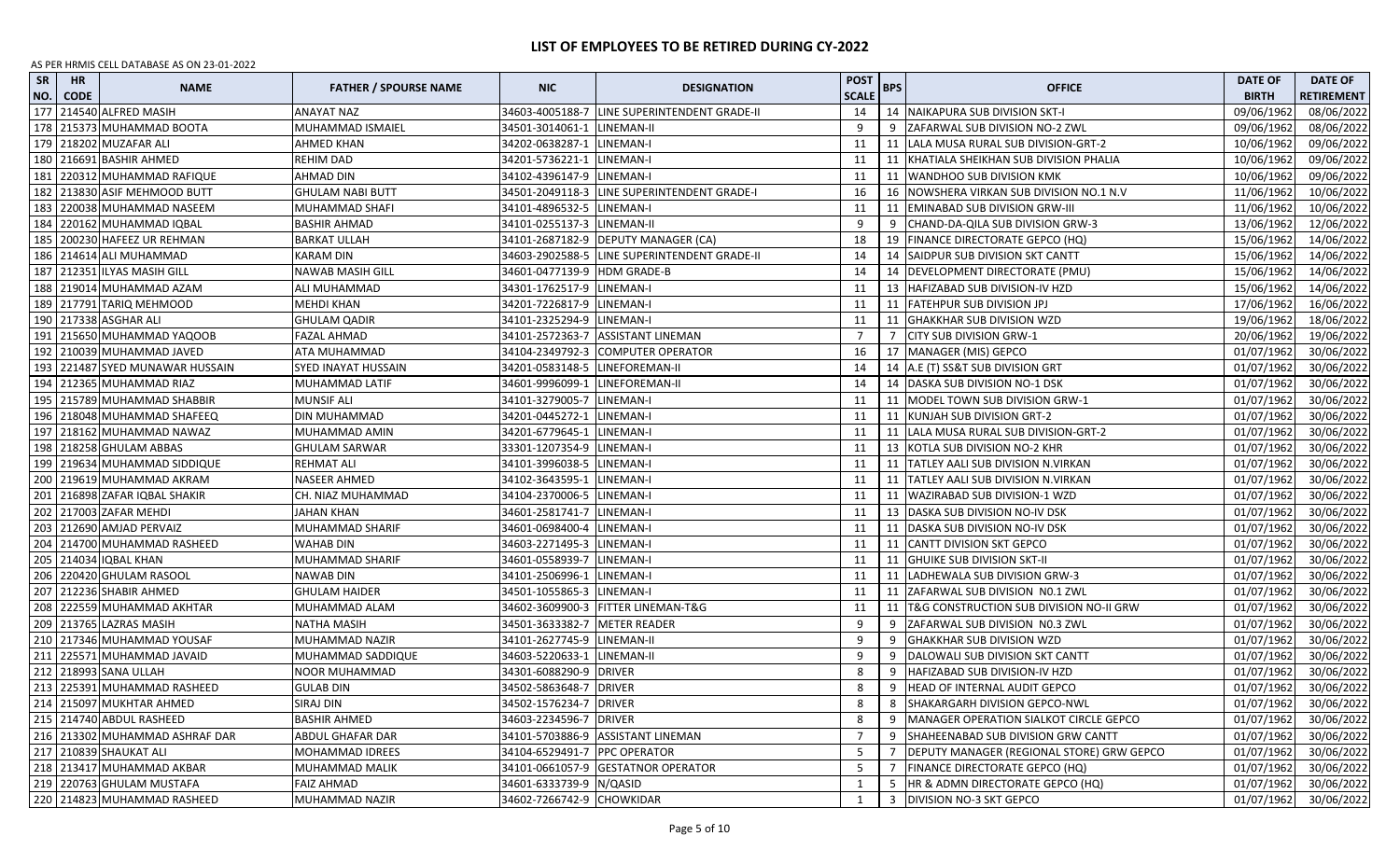# LIST OF EMPLOYEES TO BE RETIRED DURING CY-2022

AS PER HRMIS CELL DATABASE AS ON 23-01-2022

| SR NO. | HR CODE | NAME | FATHER / SPOURSE NAME | NIC | DESIGNATION | POST SCALE | BPS | OFFICE | DATE OF BIRTH | DATE OF RETIREMENT |
|---|---|---|---|---|---|---|---|---|---|---|
| 177 | 214540 | ALFRED MASIH | ANAYAT NAZ | 34603-4005188-7 | LINE SUPERINTENDENT GRADE-II | 14 | 14 | NAIKAPURA SUB DIVISION SKT-I | 09/06/1962 | 08/06/2022 |
| 178 | 215373 | MUHAMMAD BOOTA | MUHAMMAD ISMAIEL | 34501-3014061-1 | LINEMAN-II | 9 | 9 | ZAFARWAL SUB DIVISION NO-2 ZWL | 09/06/1962 | 08/06/2022 |
| 179 | 218202 | MUZAFAR ALI | AHMED KHAN | 34202-0638287-1 | LINEMAN-I | 11 | 11 | LALA MUSA RURAL SUB DIVISION-GRT-2 | 10/06/1962 | 09/06/2022 |
| 180 | 216691 | BASHIR AHMED | REHIM DAD | 34201-5736221-1 | LINEMAN-I | 11 | 11 | KHATIALA SHEIKHAN SUB DIVISION PHALIA | 10/06/1962 | 09/06/2022 |
| 181 | 220312 | MUHAMMAD RAFIQUE | AHMAD DIN | 34102-4396147-9 | LINEMAN-I | 11 | 11 | WANDHOO SUB DIVISION KMK | 10/06/1962 | 09/06/2022 |
| 182 | 213830 | ASIF MEHMOOD BUTT | GHULAM NABI BUTT | 34501-2049118-3 | LINE SUPERINTENDENT GRADE-I | 16 | 16 | NOWSHERA VIRKAN SUB DIVISION NO.1 N.V | 11/06/1962 | 10/06/2022 |
| 183 | 220038 | MUHAMMAD NASEEM | MUHAMMAD SHAFI | 34101-4896532-5 | LINEMAN-I | 11 | 11 | EMINABAD SUB DIVISION GRW-III | 11/06/1962 | 10/06/2022 |
| 184 | 220162 | MUHAMMAD IQBAL | BASHIR AHMAD | 34101-0255137-3 | LINEMAN-II | 9 | 9 | CHAND-DA-QILA SUB DIVISION GRW-3 | 13/06/1962 | 12/06/2022 |
| 185 | 200230 | HAFEEZ UR REHMAN | BARKAT ULLAH | 34101-2687182-9 | DEPUTY MANAGER (CA) | 18 | 19 | FINANCE DIRECTORATE GEPCO (HQ) | 15/06/1962 | 14/06/2022 |
| 186 | 214614 | ALI MUHAMMAD | KARAM DIN | 34603-2902588-5 | LINE SUPERINTENDENT GRADE-II | 14 | 14 | SAIDPUR SUB DIVISION SKT CANTT | 15/06/1962 | 14/06/2022 |
| 187 | 212351 | ILYAS MASIH GILL | NAWAB MASIH GILL | 34601-0477139-9 | HDM GRADE-B | 14 | 14 | DEVELOPMENT DIRECTORATE (PMU) | 15/06/1962 | 14/06/2022 |
| 188 | 219014 | MUHAMMAD AZAM | ALI MUHAMMAD | 34301-1762517-9 | LINEMAN-I | 11 | 13 | HAFIZABAD SUB DIVISION-IV HZD | 15/06/1962 | 14/06/2022 |
| 189 | 217791 | TARIQ MEHMOOD | MEHDI KHAN | 34201-7226817-9 | LINEMAN-I | 11 | 11 | FATEHPUR SUB DIVISION JPJ | 17/06/1962 | 16/06/2022 |
| 190 | 217338 | ASGHAR ALI | GHULAM QADIR | 34101-2325294-9 | LINEMAN-I | 11 | 11 | GHAKKHAR SUB DIVISION WZD | 19/06/1962 | 18/06/2022 |
| 191 | 215650 | MUHAMMAD YAQOOB | FAZAL AHMAD | 34101-2572363-7 | ASSISTANT LINEMAN | 7 | 7 | CITY SUB DIVISION GRW-1 | 20/06/1962 | 19/06/2022 |
| 192 | 210039 | MUHAMMAD JAVED | ATA MUHAMMAD | 34104-2349792-3 | COMPUTER OPERATOR | 16 | 17 | MANAGER (MIS) GEPCO | 01/07/1962 | 30/06/2022 |
| 193 | 221487 | SYED MUNAWAR HUSSAIN | SYED INAYAT HUSSAIN | 34201-0583148-5 | LINEFOREMAN-II | 14 | 14 | A.E (T) SS&T SUB DIVISION GRT | 01/07/1962 | 30/06/2022 |
| 194 | 212365 | MUHAMMAD RIAZ | MUHAMMAD LATIF | 34601-9996099-1 | LINEFOREMAN-II | 14 | 14 | DASKA SUB DIVISION NO-1 DSK | 01/07/1962 | 30/06/2022 |
| 195 | 215789 | MUHAMMAD SHABBIR | MUNSIF ALI | 34101-3279005-7 | LINEMAN-I | 11 | 11 | MODEL TOWN SUB DIVISION GRW-1 | 01/07/1962 | 30/06/2022 |
| 196 | 218048 | MUHAMMAD SHAFEEQ | DIN MUHAMMAD | 34201-0445272-1 | LINEMAN-I | 11 | 11 | KUNJAH SUB DIVISION GRT-2 | 01/07/1962 | 30/06/2022 |
| 197 | 218162 | MUHAMMAD NAWAZ | MUHAMMAD AMIN | 34201-6779645-1 | LINEMAN-I | 11 | 11 | LALA MUSA RURAL SUB DIVISION-GRT-2 | 01/07/1962 | 30/06/2022 |
| 198 | 218258 | GHULAM ABBAS | GHULAM SARWAR | 33301-1207354-9 | LINEMAN-I | 11 | 13 | KOTLA SUB DIVISION NO-2 KHR | 01/07/1962 | 30/06/2022 |
| 199 | 219634 | MUHAMMAD SIDDIQUE | REHMAT ALI | 34101-3996038-5 | LINEMAN-I | 11 | 11 | TATLEY AALI SUB DIVISION N.VIRKAN | 01/07/1962 | 30/06/2022 |
| 200 | 219619 | MUHAMMAD AKRAM | NASEER AHMED | 34102-3643595-1 | LINEMAN-I | 11 | 11 | TATLEY AALI SUB DIVISION N.VIRKAN | 01/07/1962 | 30/06/2022 |
| 201 | 216898 | ZAFAR IQBAL SHAKIR | CH. NIAZ MUHAMMAD | 34104-2370006-5 | LINEMAN-I | 11 | 11 | WAZIRABAD SUB DIVISION-1 WZD | 01/07/1962 | 30/06/2022 |
| 202 | 217003 | ZAFAR MEHDI | JAHAN KHAN | 34601-2581741-7 | LINEMAN-I | 11 | 13 | DASKA SUB DIVISION NO-IV DSK | 01/07/1962 | 30/06/2022 |
| 203 | 212690 | AMJAD PERVAIZ | MUHAMMAD SHARIF | 34601-0698400-4 | LINEMAN-I | 11 | 11 | DASKA SUB DIVISION NO-IV DSK | 01/07/1962 | 30/06/2022 |
| 204 | 214700 | MUHAMMAD RASHEED | WAHAB DIN | 34603-2271495-3 | LINEMAN-I | 11 | 11 | CANTT DIVISION SKT GEPCO | 01/07/1962 | 30/06/2022 |
| 205 | 214034 | IQBAL KHAN | MUHAMMAD SHARIF | 34601-0558939-7 | LINEMAN-I | 11 | 11 | GHUIKE SUB DIVISION SKT-II | 01/07/1962 | 30/06/2022 |
| 206 | 220420 | GHULAM RASOOL | NAWAB DIN | 34101-2506996-1 | LINEMAN-I | 11 | 11 | LADHEWALA SUB DIVISION GRW-3 | 01/07/1962 | 30/06/2022 |
| 207 | 212236 | SHABIR AHMED | GHULAM HAIDER | 34501-1055865-3 | LINEMAN-I | 11 | 11 | ZAFARWAL SUB DIVISION N0.1 ZWL | 01/07/1962 | 30/06/2022 |
| 208 | 222559 | MUHAMMAD AKHTAR | MUHAMMAD ALAM | 34602-3609900-3 | FITTER LINEMAN-T&G | 11 | 11 | T&G CONSTRUCTION SUB DIVISION NO-II GRW | 01/07/1962 | 30/06/2022 |
| 209 | 213765 | LAZRAS MASIH | NATHA MASIH | 34501-3633382-7 | METER READER | 9 | 9 | ZAFARWAL SUB DIVISION N0.3 ZWL | 01/07/1962 | 30/06/2022 |
| 210 | 217346 | MUHAMMAD YOUSAF | MUHAMMAD NAZIR | 34101-2627745-9 | LINEMAN-II | 9 | 9 | GHAKKHAR SUB DIVISION WZD | 01/07/1962 | 30/06/2022 |
| 211 | 225571 | MUHAMMAD JAVAID | MUHAMMAD SADDIQUE | 34603-5220633-1 | LINEMAN-II | 9 | 9 | DALOWALI SUB DIVISION SKT CANTT | 01/07/1962 | 30/06/2022 |
| 212 | 218993 | SANA ULLAH | NOOR MUHAMMAD | 34301-6088290-9 | DRIVER | 8 | 9 | HAFIZABAD SUB DIVISION-IV HZD | 01/07/1962 | 30/06/2022 |
| 213 | 225391 | MUHAMMAD RASHEED | GULAB DIN | 34502-5863648-7 | DRIVER | 8 | 9 | HEAD OF INTERNAL AUDIT GEPCO | 01/07/1962 | 30/06/2022 |
| 214 | 215097 | MUKHTAR AHMED | SIRAJ DIN | 34502-1576234-7 | DRIVER | 8 | 8 | SHAKARGARH DIVISION GEPCO-NWL | 01/07/1962 | 30/06/2022 |
| 215 | 214740 | ABDUL RASHEED | BASHIR AHMED | 34603-2234596-7 | DRIVER | 8 | 9 | MANAGER OPERATION SIALKOT CIRCLE GEPCO | 01/07/1962 | 30/06/2022 |
| 216 | 213302 | MUHAMMAD ASHRAF DAR | ABDUL GHAFAR DAR | 34101-5703886-9 | ASSISTANT LINEMAN | 7 | 9 | SHAHEENABAD SUB DIVISION GRW CANTT | 01/07/1962 | 30/06/2022 |
| 217 | 210839 | SHAUKAT ALI | MOHAMMAD IDREES | 34104-6529491-7 | PPC OPERATOR | 5 | 7 | DEPUTY MANAGER (REGIONAL STORE) GRW GEPCO | 01/07/1962 | 30/06/2022 |
| 218 | 213417 | MUHAMMAD AKBAR | MUHAMMAD MALIK | 34101-0661057-9 | GESTATNOR OPERATOR | 5 | 7 | FINANCE DIRECTORATE GEPCO (HQ) | 01/07/1962 | 30/06/2022 |
| 219 | 220763 | GHULAM MUSTAFA | FAIZ AHMAD | 34601-6333739-9 | N/QASID | 1 | 5 | HR & ADMN DIRECTORATE GEPCO (HQ) | 01/07/1962 | 30/06/2022 |
| 220 | 214823 | MUHAMMAD RASHEED | MUHAMMAD NAZIR | 34602-7266742-9 | CHOWKIDAR | 1 | 3 | DIVISION NO-3 SKT GEPCO | 01/07/1962 | 30/06/2022 |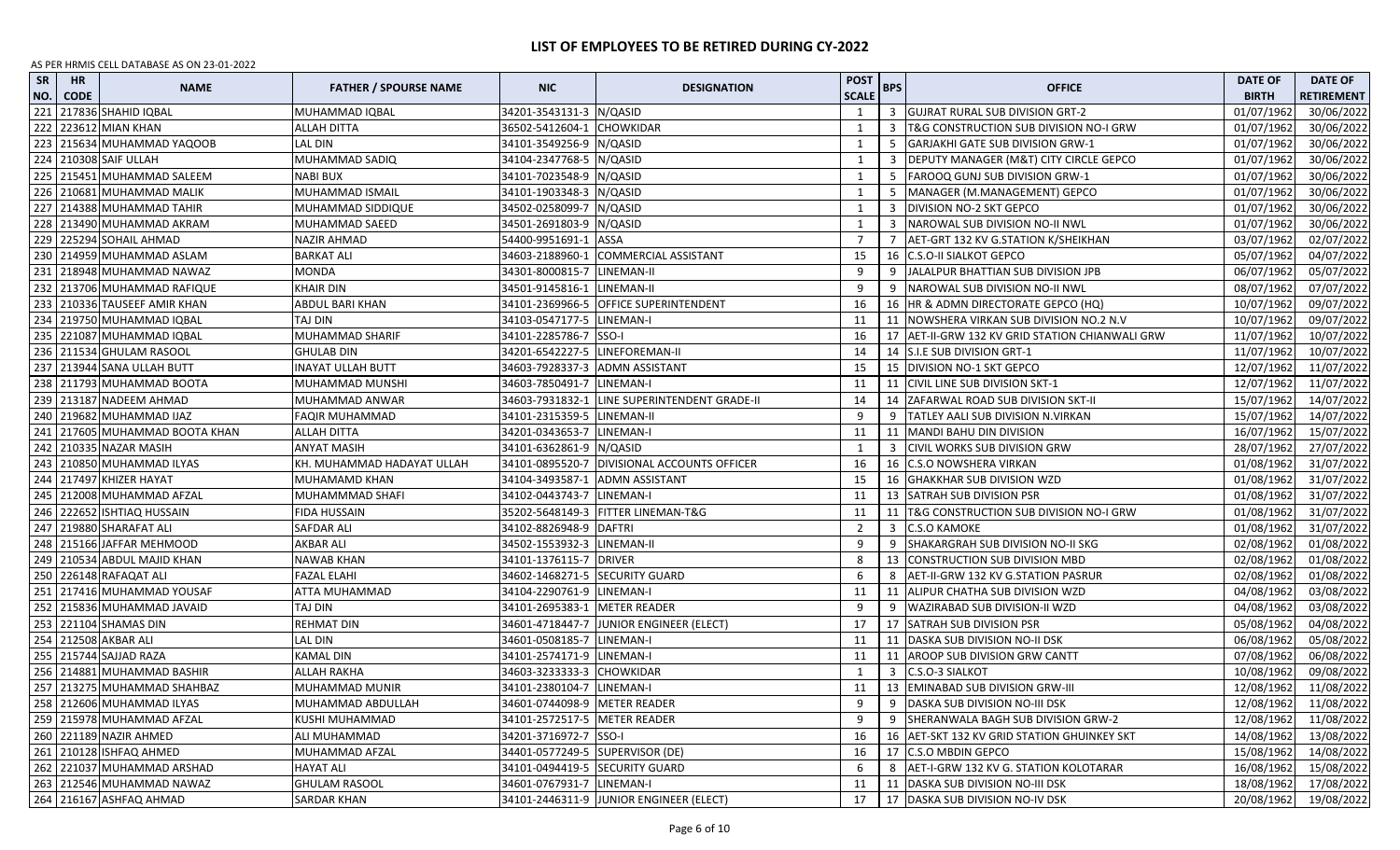# LIST OF EMPLOYEES TO BE RETIRED DURING CY-2022

AS PER HRMIS CELL DATABASE AS ON 23-01-2022

| SR NO. | HR CODE | NAME | FATHER / SPOURSE NAME | NIC | DESIGNATION | POST SCALE | BPS | OFFICE | DATE OF BIRTH | DATE OF RETIREMENT |
|---|---|---|---|---|---|---|---|---|---|---|
| 221 | 217836 | SHAHID IQBAL | MUHAMMAD IQBAL | 34201-3543131-3 | N/QASID | 1 | 3 | GUJRAT RURAL SUB DIVISION GRT-2 | 01/07/1962 | 30/06/2022 |
| 222 | 223612 | MIAN KHAN | ALLAH DITTA | 36502-5412604-1 | CHOWKIDAR | 1 | 3 | T&G CONSTRUCTION SUB DIVISION NO-I GRW | 01/07/1962 | 30/06/2022 |
| 223 | 215634 | MUHAMMAD YAQOOB | LAL DIN | 34101-3549256-9 | N/QASID | 1 | 5 | GARJAKHI GATE SUB DIVISION GRW-1 | 01/07/1962 | 30/06/2022 |
| 224 | 210308 | SAIF ULLAH | MUHAMMAD SADIQ | 34104-2347768-5 | N/QASID | 1 | 3 | DEPUTY MANAGER (M&T) CITY CIRCLE GEPCO | 01/07/1962 | 30/06/2022 |
| 225 | 215451 | MUHAMMAD SALEEM | NABI BUX | 34101-7023548-9 | N/QASID | 1 | 5 | FAROOQ GUNJ SUB DIVISION GRW-1 | 01/07/1962 | 30/06/2022 |
| 226 | 210681 | MUHAMMAD MALIK | MUHAMMAD ISMAIL | 34101-1903348-3 | N/QASID | 1 | 5 | MANAGER (M.MANAGEMENT) GEPCO | 01/07/1962 | 30/06/2022 |
| 227 | 214388 | MUHAMMAD TAHIR | MUHAMMAD SIDDIQUE | 34502-0258099-7 | N/QASID | 1 | 3 | DIVISION NO-2 SKT GEPCO | 01/07/1962 | 30/06/2022 |
| 228 | 213490 | MUHAMMAD AKRAM | MUHAMMAD SAEED | 34501-2691803-9 | N/QASID | 1 | 3 | NAROWAL SUB DIVISION NO-II NWL | 01/07/1962 | 30/06/2022 |
| 229 | 225294 | SOHAIL AHMAD | NAZIR AHMAD | 54400-9951691-1 | ASSA | 7 | 7 | AET-GRT 132 KV G.STATION K/SHEIKHAN | 03/07/1962 | 02/07/2022 |
| 230 | 214959 | MUHAMMAD ASLAM | BARKAT ALI | 34603-2188960-1 | COMMERCIAL ASSISTANT | 15 | 16 | C.S.O-II SIALKOT GEPCO | 05/07/1962 | 04/07/2022 |
| 231 | 218948 | MUHAMMAD NAWAZ | MONDA | 34301-8000815-7 | LINEMAN-II | 9 | 9 | JALALPUR BHATTIAN SUB DIVISION JPB | 06/07/1962 | 05/07/2022 |
| 232 | 213706 | MUHAMMAD RAFIQUE | KHAIR DIN | 34501-9145816-1 | LINEMAN-II | 9 | 9 | NAROWAL SUB DIVISION NO-II NWL | 08/07/1962 | 07/07/2022 |
| 233 | 210336 | TAUSEEF AMIR KHAN | ABDUL BARI KHAN | 34101-2369966-5 | OFFICE SUPERINTENDENT | 16 | 16 | HR & ADMN DIRECTORATE GEPCO (HQ) | 10/07/1962 | 09/07/2022 |
| 234 | 219750 | MUHAMMAD IQBAL | TAJ DIN | 34103-0547177-5 | LINEMAN-I | 11 | 11 | NOWSHERA VIRKAN SUB DIVISION NO.2 N.V | 10/07/1962 | 09/07/2022 |
| 235 | 221087 | MUHAMMAD IQBAL | MUHAMMAD SHARIF | 34101-2285786-7 | SSO-I | 16 | 17 | AET-II-GRW 132 KV GRID STATION CHIANWALI GRW | 11/07/1962 | 10/07/2022 |
| 236 | 211534 | GHULAM RASOOL | GHULAB DIN | 34201-6542227-5 | LINEFOREMAN-II | 14 | 14 | S.I.E SUB DIVISION GRT-1 | 11/07/1962 | 10/07/2022 |
| 237 | 213944 | SANA ULLAH BUTT | INAYAT ULLAH BUTT | 34603-7928337-3 | ADMN ASSISTANT | 15 | 15 | DIVISION NO-1 SKT GEPCO | 12/07/1962 | 11/07/2022 |
| 238 | 211793 | MUHAMMAD BOOTA | MUHAMMAD MUNSHI | 34603-7850491-7 | LINEMAN-I | 11 | 11 | CIVIL LINE SUB DIVISION SKT-1 | 12/07/1962 | 11/07/2022 |
| 239 | 213187 | NADEEM AHMAD | MUHAMMAD ANWAR | 34603-7931832-1 | LINE SUPERINTENDENT GRADE-II | 14 | 14 | ZAFARWAL ROAD SUB DIVISION SKT-II | 15/07/1962 | 14/07/2022 |
| 240 | 219682 | MUHAMMAD IJAZ | FAQIR MUHAMMAD | 34101-2315359-5 | LINEMAN-II | 9 | 9 | TATLEY AALI SUB DIVISION N.VIRKAN | 15/07/1962 | 14/07/2022 |
| 241 | 217605 | MUHAMMAD BOOTA KHAN | ALLAH DITTA | 34201-0343653-7 | LINEMAN-I | 11 | 11 | MANDI BAHU DIN DIVISION | 16/07/1962 | 15/07/2022 |
| 242 | 210335 | NAZAR MASIH | ANYAT MASIH | 34101-6362861-9 | N/QASID | 1 | 3 | CIVIL WORKS SUB DIVISION GRW | 28/07/1962 | 27/07/2022 |
| 243 | 210850 | MUHAMMAD ILYAS | KH. MUHAMMAD HADAYAT ULLAH | 34101-0895520-7 | DIVISIONAL ACCOUNTS OFFICER | 16 | 16 | C.S.O NOWSHERA VIRKAN | 01/08/1962 | 31/07/2022 |
| 244 | 217497 | KHIZER HAYAT | MUHAMAMD KHAN | 34104-3493587-1 | ADMN ASSISTANT | 15 | 16 | GHAKKHAR SUB DIVISION WZD | 01/08/1962 | 31/07/2022 |
| 245 | 212008 | MUHAMMAD AFZAL | MUHAMMMAD SHAFI | 34102-0443743-7 | LINEMAN-I | 11 | 13 | SATRAH SUB DIVISION PSR | 01/08/1962 | 31/07/2022 |
| 246 | 222652 | ISHTIAQ HUSSAIN | FIDA HUSSAIN | 35202-5648149-3 | FITTER LINEMAN-T&G | 11 | 11 | T&G CONSTRUCTION SUB DIVISION NO-I GRW | 01/08/1962 | 31/07/2022 |
| 247 | 219880 | SHARAFAT ALI | SAFDAR ALI | 34102-8826948-9 | DAFTRI | 2 | 3 | C.S.O KAMOKE | 01/08/1962 | 31/07/2022 |
| 248 | 215166 | JAFFAR MEHMOOD | AKBAR ALI | 34502-1553932-3 | LINEMAN-II | 9 | 9 | SHAKARGRAH SUB DIVISION NO-II SKG | 02/08/1962 | 01/08/2022 |
| 249 | 210534 | ABDUL MAJID KHAN | NAWAB KHAN | 34101-1376115-7 | DRIVER | 8 | 13 | CONSTRUCTION SUB DIVISION MBD | 02/08/1962 | 01/08/2022 |
| 250 | 226148 | RAFAQAT ALI | FAZAL ELAHI | 34602-1468271-5 | SECURITY GUARD | 6 | 8 | AET-II-GRW 132 KV G.STATION PASRUR | 02/08/1962 | 01/08/2022 |
| 251 | 217416 | MUHAMMAD YOUSAF | ATTA MUHAMMAD | 34104-2290761-9 | LINEMAN-I | 11 | 11 | ALIPUR CHATHA SUB DIVISION WZD | 04/08/1962 | 03/08/2022 |
| 252 | 215836 | MUHAMMAD JAVAID | TAJ DIN | 34101-2695383-1 | METER READER | 9 | 9 | WAZIRABAD SUB DIVISION-II WZD | 04/08/1962 | 03/08/2022 |
| 253 | 221104 | SHAMAS DIN | REHMAT DIN | 34601-4718447-7 | JUNIOR ENGINEER (ELECT) | 17 | 17 | SATRAH SUB DIVISION PSR | 05/08/1962 | 04/08/2022 |
| 254 | 212508 | AKBAR ALI | LAL DIN | 34601-0508185-7 | LINEMAN-I | 11 | 11 | DASKA SUB DIVISION NO-II DSK | 06/08/1962 | 05/08/2022 |
| 255 | 215744 | SAJJAD RAZA | KAMAL DIN | 34101-2574171-9 | LINEMAN-I | 11 | 11 | AROOP SUB DIVISION GRW CANTT | 07/08/1962 | 06/08/2022 |
| 256 | 214881 | MUHAMMAD BASHIR | ALLAH RAKHA | 34603-3233333-3 | CHOWKIDAR | 1 | 3 | C.S.O-3 SIALKOT | 10/08/1962 | 09/08/2022 |
| 257 | 213275 | MUHAMMAD SHAHBAZ | MUHAMMAD MUNIR | 34101-2380104-7 | LINEMAN-I | 11 | 13 | EMINABAD SUB DIVISION GRW-III | 12/08/1962 | 11/08/2022 |
| 258 | 212606 | MUHAMMAD ILYAS | MUHAMMAD ABDULLAH | 34601-0744098-9 | METER READER | 9 | 9 | DASKA SUB DIVISION NO-III DSK | 12/08/1962 | 11/08/2022 |
| 259 | 215978 | MUHAMMAD AFZAL | KUSHI MUHAMMAD | 34101-2572517-5 | METER READER | 9 | 9 | SHERANWALA BAGH SUB DIVISION GRW-2 | 12/08/1962 | 11/08/2022 |
| 260 | 221189 | NAZIR AHMED | ALI MUHAMMAD | 34201-3716972-7 | SSO-I | 16 | 16 | AET-SKT 132 KV GRID STATION GHUINKEY SKT | 14/08/1962 | 13/08/2022 |
| 261 | 210128 | ISHFAQ AHMED | MUHAMMAD AFZAL | 34401-0577249-5 | SUPERVISOR (DE) | 16 | 17 | C.S.O MBDIN GEPCO | 15/08/1962 | 14/08/2022 |
| 262 | 221037 | MUHAMMAD ARSHAD | HAYAT ALI | 34101-0494419-5 | SECURITY GUARD | 6 | 8 | AET-I-GRW 132 KV G. STATION KOLOTARAR | 16/08/1962 | 15/08/2022 |
| 263 | 212546 | MUHAMMAD NAWAZ | GHULAM RASOOL | 34601-0767931-7 | LINEMAN-I | 11 | 11 | DASKA SUB DIVISION NO-III DSK | 18/08/1962 | 17/08/2022 |
| 264 | 216167 | ASHFAQ AHMAD | SARDAR KHAN | 34101-2446311-9 | JUNIOR ENGINEER (ELECT) | 17 | 17 | DASKA SUB DIVISION NO-IV DSK | 20/08/1962 | 19/08/2022 |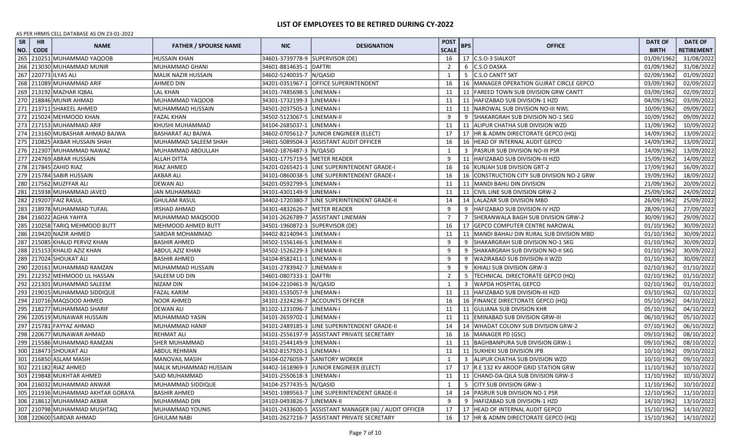# LIST OF EMPLOYEES TO BE RETIRED DURING CY-2022

AS PER HRMIS CELL DATABASE AS ON 23-01-2022

| SR NO. | HR CODE | NAME | FATHER / SPOURSE NAME | NIC | DESIGNATION | POST SCALE | BPS | OFFICE | DATE OF BIRTH | DATE OF RETIREMENT |
|---|---|---|---|---|---|---|---|---|---|---|
| 265 | 210251 | MUHAMMAD YAQOOB | HUSSAIN KHAN | 34601-3739778-9 | SUPERVISOR (DE) | 16 | 17 | C.S.O-3 SIALKOT | 01/09/1962 | 31/08/2022 |
| 266 | 213030 | MUHAMMAD MUNIR | MUHAMMAD GHANI | 34601-8814635-1 | DAFTRI | 2 | 6 | C.S.O DASKA | 01/09/1962 | 31/08/2022 |
| 267 | 220773 | ILYAS ALI | MALIK NAZIR HUSSAIN | 34602-5240035-7 | N/QASID | 1 | 5 | C.S.O CANTT SKT | 02/09/1962 | 01/09/2022 |
| 268 | 211089 | MUHAMMAD ARIF | AHMED DIN | 34201-0351967-1 | OFFICE SUPERINTENDENT | 16 | 16 | MANAGER OPERATION GUJRAT CIRCLE GEPCO | 03/09/1962 | 02/09/2022 |
| 269 | 213192 | MAZHAR IQBAL | LAL KHAN | 34101-7485698-5 | LINEMAN-I | 11 | 11 | FAREED TOWN SUB DIVISION GRW CANTT | 03/09/1962 | 02/09/2022 |
| 270 | 218846 | MUNIR AHMAD | MUHAMMAD YAQOOB | 34301-1732199-3 | LINEMAN-I | 11 | 11 | HAFIZABAD SUB DIVISION-1 HZD | 04/09/1962 | 03/09/2022 |
| 271 | 213711 | SHAKEEL AHMED | MUHAMMAD HUSSAIN | 34501-2037505-3 | LINEMAN-I | 11 | 11 | NAROWAL SUB DIVISION NO-III NWL | 10/09/1962 | 09/09/2022 |
| 272 | 215024 | MEHMOOD KHAN | FAZAL KHAN | 34502-5123067-5 | LINEMAN-II | 9 | 9 | SHAKARGRAH SUB DIVISION NO-1 SKG | 10/09/1962 | 09/09/2022 |
| 273 | 217153 | MUHAMMAD ARIF | KHUSHI MUHAMMAD | 34104-2685037-1 | LINEMAN-I | 11 | 11 | ALIPUR CHATHA SUB DIVISION WZD | 11/09/1962 | 10/09/2022 |
| 274 | 213160 | MUBASHAR AHMAD BAJWA | BASHARAT ALI BAJWA | 34602-0705612-7 | JUNIOR ENGINEER (ELECT) | 17 | 17 | HR & ADMN DIRECTORATE GEPCO (HQ) | 14/09/1962 | 13/09/2022 |
| 275 | 210825 | AKBAR HUSSAIN SHAH | MUHAMMAD SALEEM SHAH | 34601-5089504-3 | ASSISTANT AUDIT OFFICER | 16 | 16 | HEAD OF INTERNAL AUDIT GEPCO | 14/09/1962 | 13/09/2022 |
| 276 | 212307 | MUHAMMAD NAWAZ | MUHAMMAD ABDULLAH | 34602-1876487-3 | N/QASID | 1 | 3 | PASRUR SUB DIVISION NO-III PSR | 14/09/1962 | 13/09/2022 |
| 277 | 224769 | ABRAR HUSSAIN | ALLAH DITTA | 34301-1775719-5 | METER READER | 9 | 11 | HAFIZABAD SUB DIVISION-III HZD | 15/09/1962 | 14/09/2022 |
| 278 | 217845 | ZAHID RIAZ | RIAZ AHMED | 34201-0265421-3 | LINE SUPERINTENDENT GRADE-I | 16 | 16 | KUNJAH SUB DIVISION GRT-2 | 17/09/1962 | 16/09/2022 |
| 279 | 215784 | SABIR HUSSAIN | AKBAR ALI | 34101-0860038-5 | LINE SUPERINTENDENT GRADE-I | 16 | 16 | CONSTRUCTION CITY SUB DIVISION NO-2 GRW | 19/09/1962 | 18/09/2022 |
| 280 | 217562 | MUZFFAR ALI | DEWAN ALI | 34201-0592799-5 | LINEMAN-I | 11 | 11 | MANDI BAHU DIN DIVISION | 21/09/1962 | 20/09/2022 |
| 281 | 215938 | MUHAMMAD JAVED | JAN MUHAMMAD | 34101-4301149-9 | LINEMAN-I | 11 | 11 | CIVIL LINE SUB DIVISION GRW-2 | 25/09/1962 | 24/09/2022 |
| 282 | 219207 | FAIZ RASUL | GHULAM RASUL | 34402-1720380-7 | LINE SUPERINTENDENT GRADE-II | 14 | 14 | LALAZAR SUB DIVISION MBD | 26/09/1962 | 25/09/2022 |
| 283 | 218978 | MUHAMMAD TUFAIL | IRSHAD AHMAD | 34301-4832626-7 | METER READER | 9 | 9 | HAFIZABAD SUB DIVISION-IV HZD | 28/09/1962 | 27/09/2022 |
| 284 | 216022 | AGHA YAHYA | MUHAMMAD MAQSOOD | 34101-2626789-7 | ASSISTANT LINEMAN | 7 | 7 | SHERANWALA BAGH SUB DIVISION GRW-2 | 30/09/1962 | 29/09/2022 |
| 285 | 210258 | TARIQ MEHMOOD BUTT | MEHMOOD AHMED BUTT | 34501-1960872-3 | SUPERVISOR (DE) | 16 | 17 | GEPCO COMPUTER CENTRE NAROWAL | 01/10/1962 | 30/09/2022 |
| 286 | 219420 | NAZIR AHMED | SARDAR MOHAMMAD | 34402-8214094-5 | LINEMAN-I | 11 | 11 | MANDI BAHAU DIN RURAL SUB DIVISION MBD | 01/10/1962 | 30/09/2022 |
| 287 | 215085 | KHALID PERVIZ KHAN | BASHIR AHMED | 34502-1556146-5 | LINEMAN-II | 9 | 9 | SHAKARGRAH SUB DIVISION NO-1 SKG | 01/10/1962 | 30/09/2022 |
| 288 | 215153 | KHALID AZIZ KHAN | ABDUL AZIZ KHAN | 34502-1526229-3 | LINEMAN-II | 9 | 9 | SHAKARGRAH SUB DIVISION NO-II SKG | 01/10/1962 | 30/09/2022 |
| 289 | 217024 | SHOUKAT ALI | BASHIR AHMED | 34104-8582411-1 | LINEMAN-II | 9 | 9 | WAZIRABAD SUB DIVISION-II WZD | 01/10/1962 | 30/09/2022 |
| 290 | 220161 | MUHAMMAD RAMZAN | MUHAMMAD HUSSAIN | 34101-2783942-7 | LINEMAN-II | 9 | 9 | KHIALI SUB DIVISION GRW-3 | 02/10/1962 | 01/10/2022 |
| 291 | 212352 | MEHMOOD UL HASSAN | SALEEM UD DIN | 34601-0807333-1 | DAFTRI | 2 | 5 | TECHNICAL DIRECTORATE GEPCO (HQ) | 02/10/1962 | 01/10/2022 |
| 292 | 221301 | MUHAMMAD SALEEM | NIZAM DIN | 34104-2210461-9 | N/QASID | 1 | 3 | WAPDA HOSPITAL GEPCO | 02/10/1962 | 01/10/2022 |
| 293 | 219015 | MUHAMMAD SIDDIQUE | FAZAL KARIM | 34301-1535057-9 | LINEMAN-I | 11 | 11 | HAFIZABAD SUB DIVISION-III HZD | 03/10/1962 | 02/10/2022 |
| 294 | 210716 | MAQSOOD AHMED | NOOR AHMED | 34101-2324236-7 | ACCOUNTS OFFICER | 16 | 16 | FINANCE DIRECTORATE GEPCO (HQ) | 05/10/1962 | 04/10/2022 |
| 295 | 218277 | MUHAMMAD SHARIF | DEWAN ALI | 81102-1231096-7 | LINEMAN-I | 11 | 11 | GULIANA SUB DIVISION KHR | 05/10/1962 | 04/10/2022 |
| 296 | 220519 | MUNAWAR HUSSAIN | MUHAMMAD YASIN | 34101-2659702-1 | LINEMAN-I | 11 | 11 | EMINABAD SUB DIVISION GRW-III | 06/10/1962 | 05/10/2022 |
| 297 | 215781 | FAYYAZ AHMAD | MUHAMMAD HANIF | 34101-2489185-3 | LINE SUPERINTENDENT GRADE-II | 14 | 14 | WHADAT COLONY SUB DIVISION GRW-2 | 07/10/1962 | 06/10/2022 |
| 298 | 220677 | MUNAWAR AHMAD | REHMAT ALI | 34101-2556197-9 | ASSISTANT PRIVATE SECRETARY | 16 | 16 | MANAGER PD (GSC) | 09/10/1962 | 08/10/2022 |
| 299 | 215586 | MUHAMMAD RAMZAN | SHER MUHAMMAD | 34101-2544149-9 | LINEMAN-I | 11 | 11 | BAGHBANPURA SUB DIVISION GRW-1 | 09/10/1962 | 08/10/2022 |
| 300 | 218473 | SHOUKAT ALI | ABDUL REHMAN | 34302-8157920-1 | LINEMAN-I | 11 | 11 | SUKHEKI SUB DIVISION JPB | 10/10/1962 | 09/10/2022 |
| 301 | 216850 | ASLAM MASIH | MANOVAIL MASIH | 34104-0276059-7 | SANITORY WORKER | 1 | 3 | ALIPUR CHATHA SUB DIVISION WZD | 10/10/1962 | 09/10/2022 |
| 302 | 221182 | RIAZ AHMED | MALIK MUHAMMAD HUSSAIN | 34402-1618969-3 | JUNIOR ENGINEER (ELECT) | 17 | 17 | R.E 132 KV AROOP GRID STATION GRW | 11/10/1962 | 10/10/2022 |
| 303 | 219848 | MUKHTAR AHMED | SAID MUHAMMAD | 34101-2550618-3 | LINEMAN-I | 11 | 11 | CHAND-DA-QILA SUB DIVISION GRW-3 | 11/10/1962 | 10/10/2022 |
| 304 | 216032 | MUHAMMAD ANWAR | MUHAMMAD SIDDIQUE | 34104-2577435-5 | N/QASID | 1 | 5 | CITY SUB DIVISION GRW-1 | 11/10/1962 | 10/10/2022 |
| 305 | 211936 | MUHAMMAD AKHTAR GORAYA | BASHIR AHMED | 34501-1989563-7 | LINE SUPERINTENDENT GRADE-II | 14 | 14 | PASRUR SUB DIVISION NO-1 PSR | 12/10/1962 | 11/10/2022 |
| 306 | 218612 | MUHAMMAD AKBAR | MUHAMMAD DIN | 34103-0493826-7 | LINEMAN-II | 9 | 9 | HAFIZABAD SUB DIVISION-1 HZD | 14/10/1962 | 13/10/2022 |
| 307 | 210798 | MUHAMMAD MUSHTAQ | MUHAMMAD YOUNIS | 34101-2433600-5 | ASSISTANT MANAGER (IA) / AUDIT OFFICER | 17 | 17 | HEAD OF INTERNAL AUDIT GEPCO | 15/10/1962 | 14/10/2022 |
| 308 | 220600 | SARDAR AHMAD | GHULAM NABI | 34101-2627216-7 | ASSISTANT PRIVATE SECRETARY | 16 | 17 | HR & ADMN DIRECTORATE GEPCO (HQ) | 15/10/1962 | 14/10/2022 |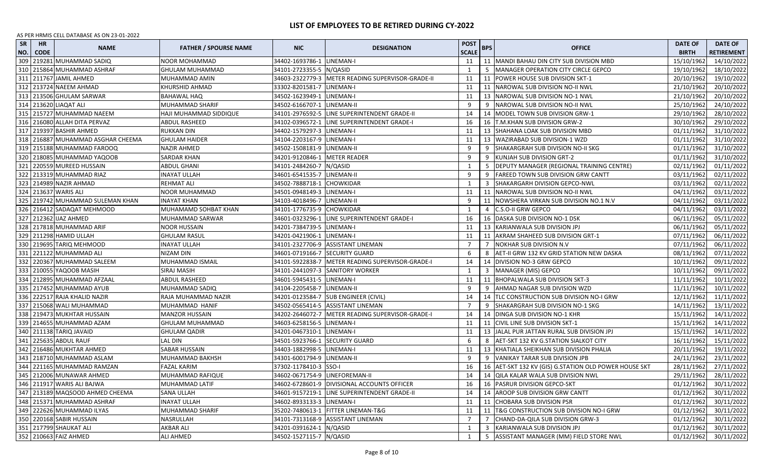# LIST OF EMPLOYEES TO BE RETIRED DURING CY-2022

AS PER HRMIS CELL DATABASE AS ON 23-01-2022

| SR NO. | HR CODE | NAME | FATHER / SPOURSE NAME | NIC | DESIGNATION | POST SCALE | BPS | OFFICE | DATE OF BIRTH | DATE OF RETIREMENT |
|---|---|---|---|---|---|---|---|---|---|---|
| 309 | 219281 | MUHAMMAD SADIQ | NOOR MOHAMMAD | 34402-1693786-1 | LINEMAN-I | 11 | 11 | MANDI BAHAU DIN CITY SUB DIVISION MBD | 15/10/1962 | 14/10/2022 |
| 310 | 215864 | MUHAMMAD ASHRAF | GHULAM MUHAMMAD | 34101-2723355-5 | N/QASID | 1 | 5 | MANAGER OPERATION CITY CIRCLE GEPCO | 19/10/1962 | 18/10/2022 |
| 311 | 211767 | JAMIL AHMED | MUHAMMAD AMIN | 34603-2322779-3 | METER READING SUPERVISOR-GRADE-II | 11 | 11 | POWER HOUSE SUB DIVISION SKT-1 | 20/10/1962 | 19/10/2022 |
| 312 | 213724 | NAEEM AHMAD | KHURSHID AHMAD | 33302-8201581-7 | LINEMAN-I | 11 | 11 | NAROWAL SUB DIVISION NO-II NWL | 21/10/1962 | 20/10/2022 |
| 313 | 213506 | GHULAM SARWAR | BAHAWAL HAQ | 34502-1623949-1 | LINEMAN-I | 11 | 13 | NAROWAL SUB DIVISION NO-1 NWL | 21/10/1962 | 20/10/2022 |
| 314 | 213620 | LIAQAT ALI | MUHAMMAD SHARIF | 34502-6166707-1 | LINEMAN-II | 9 | 9 | NAROWAL SUB DIVISION NO-II NWL | 25/10/1962 | 24/10/2022 |
| 315 | 215727 | MUHAMMAD NAEEM | HAJI MUHAMMAD SIDDIQUE | 34101-2976592-5 | LINE SUPERINTENDENT GRADE-II | 14 | 14 | MODEL TOWN SUB DIVISION GRW-1 | 29/10/1962 | 28/10/2022 |
| 316 | 216080 | ALLAH DITA PERVAZ | ABDUL RASHEED | 34102-0396572-1 | LINE SUPERINTENDENT GRADE-I | 16 | 16 | T.M.KHAN SUB DIVISION GRW-2 | 30/10/1962 | 29/10/2022 |
| 317 | 219397 | BASHIR AHMED | RUKKAN DIN | 34402-1579297-3 | LINEMAN-I | 11 | 13 | SHAHANA LOAK SUB DIVISION MBD | 01/11/1962 | 31/10/2022 |
| 318 | 216887 | MUHAMMAD ASGHAR CHEEMA | GHULAM HAIDER | 34104-2203167-9 | LINEMAN-I | 11 | 13 | WAZIRABAD SUB DIVISION-1 WZD | 01/11/1962 | 31/10/2022 |
| 319 | 215188 | MUHAMMAD FAROOQ | NAZIR AHMED | 34502-1508181-9 | LINEMAN-II | 9 | 9 | SHAKARGRAH SUB DIVISION NO-II SKG | 01/11/1962 | 31/10/2022 |
| 320 | 218085 | MUHAMMAD YAQOOB | SARDAR KHAN | 34201-9120846-1 | METER READER | 9 | 9 | KUNJAH SUB DIVISION GRT-2 | 01/11/1962 | 31/10/2022 |
| 321 | 220559 | MUREED HUSSAIN | ABDUL GHANI | 34101-2484260-7 | N/QASID | 1 | 5 | DEPUTY MANAGER (REGIONAL TRAINING CENTRE) | 02/11/1962 | 01/11/2022 |
| 322 | 213319 | MUHAMMAD RIAZ | INAYAT ULLAH | 34601-6541535-7 | LINEMAN-II | 9 | 9 | FAREED TOWN SUB DIVISION GRW CANTT | 03/11/1962 | 02/11/2022 |
| 323 | 214989 | NAZIR AHMAD | REHMAT ALI | 34502-7888718-1 | CHOWKIDAR | 1 | 3 | SHAKARGARH DIVISION GEPCO-NWL | 03/11/1962 | 02/11/2022 |
| 324 | 213637 | WARIS ALI | NOOR MUHAMMAD | 34501-0948149-3 | LINEMAN-I | 11 | 11 | NAROWAL SUB DIVISION NO-II NWL | 04/11/1962 | 03/11/2022 |
| 325 | 219742 | MUHAMMAD SULEMAN KHAN | INAYAT KHAN | 34103-4018496-7 | LINEMAN-II | 9 | 11 | NOWSHERA VIRKAN SUB DIVISION NO.1 N.V | 04/11/1962 | 03/11/2022 |
| 326 | 216412 | SADAQAT MEHMOOD | MUHAMAMD SOHBAT KHAN | 34101-1776735-9 | CHOWKIDAR | 1 | 4 | C.S.O-II GRW GEPCO | 04/11/1962 | 03/11/2022 |
| 327 | 212362 | IJAZ AHMED | MUHAMMAD SARWAR | 34601-0323296-1 | LINE SUPERINTENDENT GRADE-I | 16 | 16 | DASKA SUB DIVISION NO-1 DSK | 06/11/1962 | 05/11/2022 |
| 328 | 217818 | MUHAMMAD ARIF | NOOR HUSSAIN | 34201-7384739-5 | LINEMAN-I | 11 | 13 | KARIANWALA SUB DIVISION JPJ | 06/11/1962 | 05/11/2022 |
| 329 | 211298 | HAMID ULLAH | GHULAM RASUL | 34201-0421906-1 | LINEMAN-I | 11 | 11 | AKRAM SHAHEED SUB DIVISION GRT-1 | 07/11/1962 | 06/11/2022 |
| 330 | 219695 | TARIQ MEHMOOD | INAYAT ULLAH | 34101-2327706-9 | ASSISTANT LINEMAN | 7 | 7 | NOKHAR SUB DIVISION N.V | 07/11/1962 | 06/11/2022 |
| 331 | 221122 | MUHAMMAD ALI | NIZAM DIN | 34601-0719166-7 | SECURITY GUARD | 6 | 8 | AET-II GRW 132 KV GRID STATION NEW DASKA | 08/11/1962 | 07/11/2022 |
| 332 | 220367 | MUHAMMAD SALEEM | MUHAMMAD ISMAIL | 34101-5922838-7 | METER READING SUPERVISOR-GRADE-I | 14 | 14 | DIVISION NO-3 GRW GEPCO | 10/11/1962 | 09/11/2022 |
| 333 | 210055 | YAQOOB MASIH | SIRAJ MASIH | 34101-2441097-3 | SANITORY WORKER | 1 | 3 | MANAGER (MIS) GEPCO | 10/11/1962 | 09/11/2022 |
| 334 | 212895 | MUHAMMAD AFZAAL | ABDUL RASHEED | 34601-5945431-5 | LINEMAN-I | 11 | 11 | BHOPALWALA SUB DIVISION SKT-3 | 11/11/1962 | 10/11/2022 |
| 335 | 217452 | MUHAMMAD AYUB | MUHAMMAD SADIQ | 34104-2205458-7 | LINEMAN-II | 9 | 9 | AHMAD NAGAR SUB DIVISION WZD | 11/11/1962 | 10/11/2022 |
| 336 | 222517 | RAJA KHALID NAZIR | RAJA MUHAMMAD NAZIR | 34201-0123584-7 | SUB ENGINEER (CIVIL) | 14 | 14 | TLC CONSTRUCTION SUB DIVISION NO-I GRW | 12/11/1962 | 11/11/2022 |
| 337 | 215068 | WALI MUHAMMAD | MUHAMMAD HANIF | 34502-0565414-5 | ASSISTANT LINEMAN | 7 | 9 | SHAKARGRAH SUB DIVISION NO-1 SKG | 14/11/1962 | 13/11/2022 |
| 338 | 219473 | MUKHTAR HUSSAIN | MANZOR HUSSAIN | 34202-2646072-7 | METER READING SUPERVISOR-GRADE-I | 14 | 14 | DINGA SUB DIVISION NO-1 KHR | 15/11/1962 | 14/11/2022 |
| 339 | 214655 | MUHAMMAD AZAM | GHULAM MUHAMMAD | 34603-6258156-5 | LINEMAN-I | 11 | 11 | CIVIL LINE SUB DIVISION SKT-1 | 15/11/1962 | 14/11/2022 |
| 340 | 211138 | TARIQ JAVAID | GHULAM QADIR | 34201-0467310-1 | LINEMAN-I | 11 | 13 | JALAL PUR JATTAN RURAL SUB DIVISION JPJ | 15/11/1962 | 14/11/2022 |
| 341 | 225635 | ABDUL RAUF | LAL DIN | 34501-5923766-1 | SECURITY GUARD | 6 | 8 | AET-SKT 132 KV G.STATION SIALKOT CITY | 16/11/1962 | 15/11/2022 |
| 342 | 216486 | MUKHTAR AHMED | SABAR HUSSAIN | 34403-1882998-5 | LINEMAN-I | 11 | 13 | KHATIALA SHEIKHAN SUB DIVISION PHALIA | 20/11/1962 | 19/11/2022 |
| 343 | 218710 | MUHAMMAD ASLAM | MUHAMMAD BAKHSH | 34301-6001794-9 | LINEMAN-II | 9 | 9 | VANIKAY TARAR SUB DIVISION JPB | 24/11/1962 | 23/11/2022 |
| 344 | 221165 | MUHAMMAD RAMZAN | FAZAL KARIM | 37302-1178410-3 | SSO-I | 16 | 16 | AET-SKT 132 KV (GIS) G.STATION OLD POWER HOUSE SKT | 28/11/1962 | 27/11/2022 |
| 345 | 212006 | MUNAWAR AHMED | MUHAMMAD RAFIQUE | 34602-0671754-9 | LINEFOREMAN-II | 14 | 14 | QILA KALAR WALA SUB DIVISION NWL | 29/11/1962 | 28/11/2022 |
| 346 | 211917 | WARIS ALI BAJWA | MUHAMMAD LATIF | 34602-6728601-9 | DIVISIONAL ACCOUNTS OFFICER | 16 | 16 | PASRUR DIVISION GEPCO-SKT | 01/12/1962 | 30/11/2022 |
| 347 | 213189 | MAQSOOD AHMED CHEEMA | SANA ULLAH | 34601-9157219-1 | LINE SUPERINTENDENT GRADE-II | 14 | 14 | AROOP SUB DIVISION GRW CANTT | 01/12/1962 | 30/11/2022 |
| 348 | 215371 | MUHAMMAD ASHRAF | INAYAT ULLAH | 34602-8933133-3 | LINEMAN-I | 11 | 11 | CHOBARA SUB DIVISION PSR | 01/12/1962 | 30/11/2022 |
| 349 | 222626 | MUHAMMAD ILYAS | MUHAMMAD SHARIF | 35202-7480613-1 | FITTER LINEMAN-T&G | 11 | 11 | T&G CONSTRUCTION SUB DIVISION NO-I GRW | 01/12/1962 | 30/11/2022 |
| 350 | 220168 | SABIR HUSSAIN | NASRULLAH | 34101-7313168-9 | ASSISTANT LINEMAN | 7 | 7 | CHAND-DA-QILA SUB DIVISION GRW-3 | 01/12/1962 | 30/11/2022 |
| 351 | 217799 | SHAUKAT ALI | AKBAR ALI | 34201-0391624-1 | N/QASID | 1 | 3 | KARIANWALA SUB DIVISION JPJ | 01/12/1962 | 30/11/2022 |
| 352 | 210663 | FAIZ AHMED | ALI AHMED | 34502-1527115-7 | N/QASID | 1 | 5 | ASSISTANT MANAGER (MM) FIELD STORE NWL | 01/12/1962 | 30/11/2022 |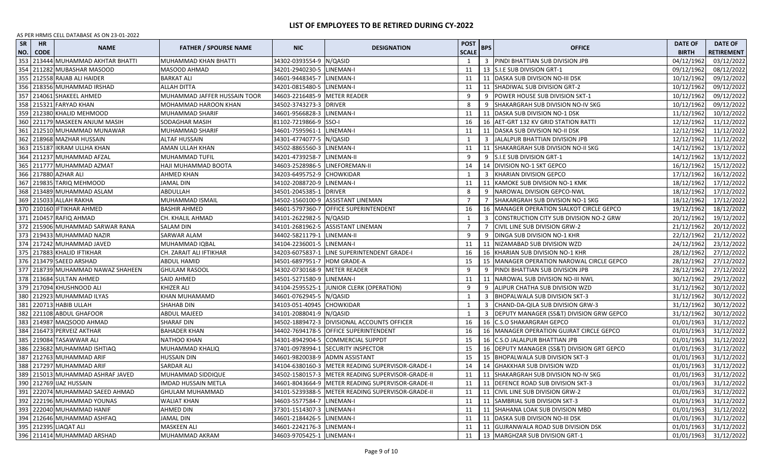# LIST OF EMPLOYEES TO BE RETIRED DURING CY-2022

AS PER HRMIS CELL DATABASE AS ON 23-01-2022

| SR NO. | HR CODE | NAME | FATHER / SPOUSE NAME | NIC | DESIGNATION | POST SCALE | BPS | OFFICE | DATE OF BIRTH | DATE OF RETIREMENT |
|---|---|---|---|---|---|---|---|---|---|---|
| 353 | 213444 | MUHAMMAD AKHTAR BHATTI | MUHAMMAD KHAN BHATTI | 34302-0393554-9 | N/QASID | 1 | 3 | PINDI BHATTIAN SUB DIVISION JPB | 04/12/1962 | 03/12/2022 |
| 354 | 211282 | MUBASHAR MASOOD | MASOOD AHMAD | 34201-2940230-5 | LINEMAN-I | 11 | 13 | S.I.E SUB DIVISION GRT-1 | 09/12/1962 | 08/12/2022 |
| 355 | 212558 | RAJAB ALI HAIDER | BARKAT ALI | 34601-9448345-7 | LINEMAN-I | 11 | 11 | DASKA SUB DIVISION NO-III DSK | 10/12/1962 | 09/12/2022 |
| 356 | 218356 | MUHAMMAD IRSHAD | ALLAH DITTA | 34201-0815480-5 | LINEMAN-I | 11 | 11 | SHADIWAL SUB DIVISION GRT-2 | 10/12/1962 | 09/12/2022 |
| 357 | 214061 | SHAKEEL AHMED | MUHAMMAD JAFFER HUSSAIN TOOR | 34603-2216485-9 | METER READER | 9 | 9 | POWER HOUSE SUB DIVISION SKT-1 | 10/12/1962 | 09/12/2022 |
| 358 | 215321 | FARYAD KHAN | MOHAMMAD HAROON KHAN | 34502-3743273-3 | DRIVER | 8 | 9 | SHAKARGRAH SUB DIVISION NO-IV SKG | 10/12/1962 | 09/12/2022 |
| 359 | 212380 | KHALID MEHMOOD | MUHAMMAD SHARIF | 34601-9566828-3 | LINEMAN-I | 11 | 11 | DASKA SUB DIVISION NO-1 DSK | 11/12/1962 | 10/12/2022 |
| 360 | 221179 | MASKEEN ANJUM MASIH | SODAGHAR MASIH | 81102-7219866-9 | SSO-I | 16 | 16 | AET-GRT 132 KV GRID STATION RATTI | 12/12/1962 | 11/12/2022 |
| 361 | 212510 | MUHAMMAD MUNAWAR | MUHAMMAD SHARIF | 34601-7595961-1 | LINEMAN-I | 11 | 11 | DASKA SUB DIVISION NO-II DSK | 12/12/1962 | 11/12/2022 |
| 362 | 218968 | MAZHAR HUSSAIN | ALTAF HUSSAIN | 34301-4774077-5 | N/QASID | 1 | 3 | JALALPUR BHATTIAN DIVISION JPB | 12/12/1962 | 11/12/2022 |
| 363 | 215187 | IKRAM ULLHA KHAN | AMAN ULLAH KHAN | 34502-8865560-3 | LINEMAN-I | 11 | 11 | SHAKARGRAH SUB DIVISION NO-II SKG | 14/12/1962 | 13/12/2022 |
| 364 | 211237 | MUHAMMAD AFZAL | MUHAMMAD TUFIL | 34201-4739258-7 | LINEMAN-II | 9 | 9 | S.I.E SUB DIVISION GRT-1 | 14/12/1962 | 13/12/2022 |
| 365 | 211777 | MUHAMMAD AZMAT | HAJI MUHAMMAD BOOTA | 34603-2528986-5 | LINEFOREMAN-II | 14 | 14 | DIVISION NO-1 SKT GEPCO | 16/12/1962 | 15/12/2022 |
| 366 | 217880 | AZHAR ALI | AHMED KHAN | 34203-6495752-9 | CHOWKIDAR | 1 | 3 | KHARIAN DIVISION GEPCO | 17/12/1962 | 16/12/2022 |
| 367 | 219835 | TARIQ MEHMOOD | JAMAL DIN | 34102-2088720-9 | LINEMAN-I | 11 | 11 | KAMOKE SUB DIVISION NO-1 KMK | 18/12/1962 | 17/12/2022 |
| 368 | 213489 | MUHAMMAD ASLAM | ABDULLAH | 34501-2045385-1 | DRIVER | 8 | 9 | NAROWAL DIVISION GEPCO-NWL | 18/12/1962 | 17/12/2022 |
| 369 | 215033 | ALLAH RAKHA | MUHAMMAD ISMAIL | 34502-1560100-9 | ASSISTANT LINEMAN | 7 | 7 | SHAKARGRAH SUB DIVISION NO-1 SKG | 18/12/1962 | 17/12/2022 |
| 370 | 210160 | IFTIKHAR AHMED | BASHIR AHMED | 34601-5797360-7 | OFFICE SUPERINTENDENT | 16 | 16 | MANAGER OPERATION SIALKOT CIRCLE GEPCO | 19/12/1962 | 18/12/2022 |
| 371 | 210457 | RAFIQ AHMAD | CH. KHALIL AHMAD | 34101-2622982-5 | N/QASID | 1 | 3 | CONSTRUCTION CITY SUB DIVISION NO-2 GRW | 20/12/1962 | 19/12/2022 |
| 372 | 215906 | MUHAMMAD SARWAR RANA | SALAM DIN | 34101-2681962-5 | ASSISTANT LINEMAN | 7 | 7 | CIVIL LINE SUB DIVISION GRW-2 | 21/12/1962 | 20/12/2022 |
| 373 | 219433 | MUHAMMAD NAZIR | SARWAR ALAM | 34402-5821179-1 | LINEMAN-II | 9 | 9 | DINGA SUB DIVISION NO-1 KHR | 22/12/1962 | 21/12/2022 |
| 374 | 217242 | MUHAMMAD JAVED | MUHAMMAD IQBAL | 34104-2236001-5 | LINEMAN-I | 11 | 11 | NIZAMABAD SUB DIVISION WZD | 24/12/1962 | 23/12/2022 |
| 375 | 217883 | KHALID IFTIKHAR | CH. ZARAIT ALI IFTIKHAR | 34203-6075837-1 | LINE SUPERINTENDENT GRADE-I | 16 | 16 | KHARIAN SUB DIVISION NO-1 KHR | 28/12/1962 | 27/12/2022 |
| 376 | 213479 | SAEED ARSHAD | ABDUL HAMID | 34501-6897951-7 | HDM GRADE-A | 15 | 15 | MANAGER OPERATION NAROWAL CIRCLE GEPCO | 28/12/1962 | 27/12/2022 |
| 377 | 218739 | MUHAMMAD NAWAZ SHAHEEN | GHULAM RASOOL | 34302-0730168-9 | METER READER | 9 | 9 | PINDI BHATTIAN SUB DIVISION JPB | 28/12/1962 | 27/12/2022 |
| 378 | 213684 | SULTAN AHMED | SAID AHMED | 34501-5271580-9 | LINEMAN-I | 11 | 11 | NAROWAL SUB DIVISION NO-III NWL | 30/12/1962 | 29/12/2022 |
| 379 | 217094 | KHUSHNOOD ALI | KHIZER ALI | 34104-2595525-1 | JUNIOR CLERK (OPERATION) | 9 | 9 | ALIPUR CHATHA SUB DIVISION WZD | 31/12/1962 | 30/12/2022 |
| 380 | 212923 | MUHAMMAD ILYAS | KHAN MUHAMAMD | 34601-0762945-5 | N/QASID | 1 | 3 | BHOPALWALA SUB DIVISION SKT-3 | 31/12/1962 | 30/12/2022 |
| 381 | 220713 | HABIB ULLAH | SHAHAB DIN | 34103-051-40945 | CHOWKIDAR | 1 | 3 | CHAND-DA-QILA SUB DIVISION GRW-3 | 31/12/1962 | 30/12/2022 |
| 382 | 221108 | ABDUL GHAFOOR | ABDUL MAJEED | 34101-2088041-9 | N/QASID | 1 | 3 | DEPUTY MANAGER (SS&T) DIVISION GRW GEPCO | 31/12/1962 | 30/12/2022 |
| 383 | 214987 | MAQSOOD AHMAD | SHARAF DIN | 34502-1889472-3 | DIVISIONAL ACCOUNTS OFFICER | 16 | 16 | C.S.O SHAKARGRAH GEPCO | 01/01/1963 | 31/12/2022 |
| 384 | 216473 | PERVEIZ AKTHAR | BAHADER KHAN | 34402-7694178-5 | OFFICE SUPERINTENDENT | 16 | 16 | MANAGER OPERATION GUJRAT CIRCLE GEPCO | 01/01/1963 | 31/12/2022 |
| 385 | 219084 | TASAWWAR ALI | NATHOO KHAN | 34301-8942904-5 | COMMERCIAL SUPPDT | 15 | 16 | C.S.O JALALPUR BHATTIAN JPB | 01/01/1963 | 31/12/2022 |
| 386 | 223682 | MUHAMMAD ISHTIAQ | MUHAMMAD KHALIQ | 37401-0978994-1 | SECURITY INSPECTOR | 15 | 16 | DEPUTY MANAGER (SS&T) DIVISION GRT GEPCO | 01/01/1963 | 31/12/2022 |
| 387 | 212763 | MUHAMMAD ARIF | HUSSAIN DIN | 34601-9820038-9 | ADMN ASSISTANT | 15 | 15 | BHOPALWALA SUB DIVISION SKT-3 | 01/01/1963 | 31/12/2022 |
| 388 | 217297 | MUHAMMAD ARIF | SARDAR ALI | 34104-6380160-3 | METER READING SUPERVISOR-GRADE-I | 14 | 14 | GHAKKHAR SUB DIVISION WZD | 01/01/1963 | 31/12/2022 |
| 389 | 215013 | MUHAMMAD ASHRAF JAVED | MUHAMMAD SIDDIQUE | 34502-1580157-3 | METER READING SUPERVISOR-GRADE-II | 11 | 11 | SHAKARGRAH SUB DIVISION NO-IV SKG | 01/01/1963 | 31/12/2022 |
| 390 | 212769 | IJAZ HUSSAIN | IMDAD HUSSAIN METLA | 34601-8043664-9 | METER READING SUPERVISOR-GRADE-II | 11 | 11 | DEFENCE ROAD SUB DIVISION SKT-3 | 01/01/1963 | 31/12/2022 |
| 391 | 222074 | MUHAMMAD SAEED AHMAD | GHULAM MUHAMMAD | 34101-5239388-5 | METER READING SUPERVISOR-GRADE-II | 11 | 11 | CIVIL LINE SUB DIVISION GRW-2 | 01/01/1963 | 31/12/2022 |
| 392 | 222196 | MUHAMMAD YOUNAS | WALIAT KHAN | 34603-5577584-7 | LINEMAN-I | 11 | 11 | SAMBRIAL SUB DIVISION SKT-3 | 01/01/1963 | 31/12/2022 |
| 393 | 222040 | MUHAMMAD HANIF | AHMED DIN | 37301-1514307-3 | LINEMAN-I | 11 | 11 | SHAHANA LOAK SUB DIVISION MBD | 01/01/1963 | 31/12/2022 |
| 394 | 212646 | MUHAMMAD ASHFAQ | JAMAL DIN | 34601-2184426-5 | LINEMAN-I | 11 | 11 | DASKA SUB DIVISION NO-III DSK | 01/01/1963 | 31/12/2022 |
| 395 | 212395 | LIAQAT ALI | MASKEEN ALI | 34601-2242176-3 | LINEMAN-I | 11 | 11 | GUJRANWALA ROAD SUB DIVISION DSK | 01/01/1963 | 31/12/2022 |
| 396 | 211414 | MUHAMMAD ARSHAD | MUHAMMAD AKRAM | 34603-9705425-1 | LINEMAN-I | 11 | 13 | MARGHZAR SUB DIVISION GRT-1 | 01/01/1963 | 31/12/2022 |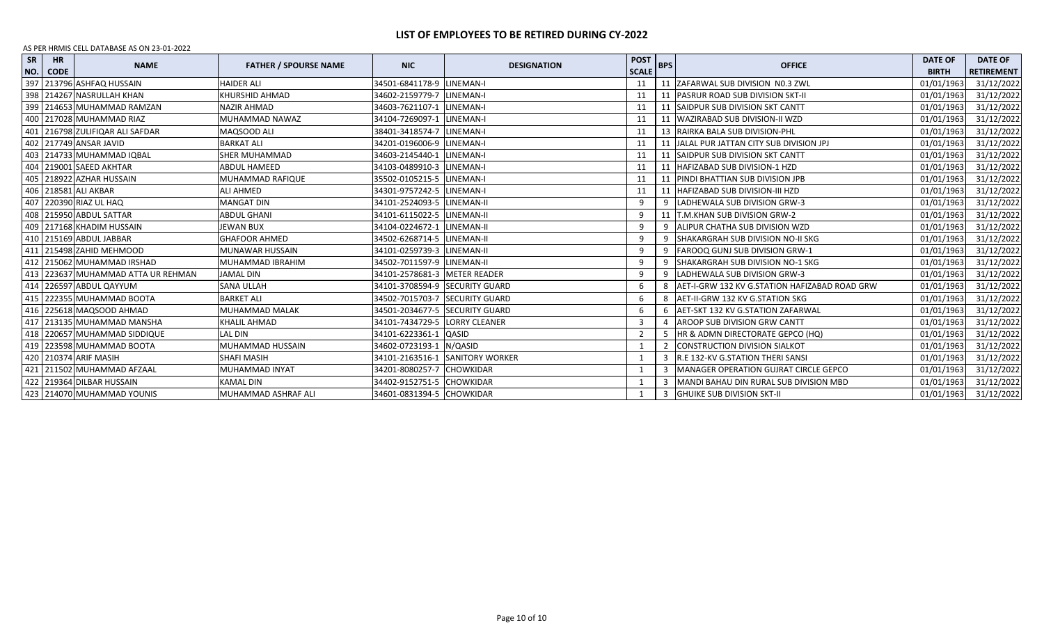# LIST OF EMPLOYEES TO BE RETIRED DURING CY-2022

AS PER HRMIS CELL DATABASE AS ON 23-01-2022

| SR NO. | HR CODE | NAME | FATHER / SPOURSE NAME | NIC | DESIGNATION | POST SCALE | BPS | OFFICE | DATE OF BIRTH | DATE OF RETIREMENT |
|---|---|---|---|---|---|---|---|---|---|---|
| 397 | 213796 | ASHFAQ HUSSAIN | HAIDER ALI | 34501-6841178-9 | LINEMAN-I | 11 | 11 | ZAFARWAL SUB DIVISION N0.3 ZWL | 01/01/1963 | 31/12/2022 |
| 398 | 214267 | NASRULLAH KHAN | KHURSHID AHMAD | 34602-2159779-7 | LINEMAN-I | 11 | 11 | PASRUR ROAD SUB DIVISION SKT-II | 01/01/1963 | 31/12/2022 |
| 399 | 214653 | MUHAMMAD RAMZAN | NAZIR AHMAD | 34603-7621107-1 | LINEMAN-I | 11 | 11 | SAIDPUR SUB DIVISION SKT CANTT | 01/01/1963 | 31/12/2022 |
| 400 | 217028 | MUHAMMAD RIAZ | MUHAMMAD NAWAZ | 34104-7269097-1 | LINEMAN-I | 11 | 11 | WAZIRABAD SUB DIVISION-II WZD | 01/01/1963 | 31/12/2022 |
| 401 | 216798 | ZULIFIQAR ALI SAFDAR | MAQSOOD ALI | 38401-3418574-7 | LINEMAN-I | 11 | 13 | RAIRKA BALA SUB DIVISION-PHL | 01/01/1963 | 31/12/2022 |
| 402 | 217749 | ANSAR JAVID | BARKAT ALI | 34201-0196006-9 | LINEMAN-I | 11 | 11 | JALAL PUR JATTAN CITY SUB DIVISION JPJ | 01/01/1963 | 31/12/2022 |
| 403 | 214733 | MUHAMMAD IQBAL | SHER MUHAMMAD | 34603-2145440-1 | LINEMAN-I | 11 | 11 | SAIDPUR SUB DIVISION SKT CANTT | 01/01/1963 | 31/12/2022 |
| 404 | 219001 | SAEED AKHTAR | ABDUL HAMEED | 34103-0489910-3 | LINEMAN-I | 11 | 11 | HAFIZABAD SUB DIVISION-1 HZD | 01/01/1963 | 31/12/2022 |
| 405 | 218922 | AZHAR HUSSAIN | MUHAMMAD RAFIQUE | 35502-0105215-5 | LINEMAN-I | 11 | 11 | PINDI BHATTIAN SUB DIVISION JPB | 01/01/1963 | 31/12/2022 |
| 406 | 218581 | ALI AKBAR | ALI AHMED | 34301-9757242-5 | LINEMAN-I | 11 | 11 | HAFIZABAD SUB DIVISION-III HZD | 01/01/1963 | 31/12/2022 |
| 407 | 220390 | RIAZ UL HAQ | MANGAT DIN | 34101-2524093-5 | LINEMAN-II | 9 | 9 | LADHEWALA SUB DIVISION GRW-3 | 01/01/1963 | 31/12/2022 |
| 408 | 215950 | ABDUL SATTAR | ABDUL GHANI | 34101-6115022-5 | LINEMAN-II | 9 | 11 | T.M.KHAN SUB DIVISION GRW-2 | 01/01/1963 | 31/12/2022 |
| 409 | 217168 | KHADIM HUSSAIN | JEWAN BUX | 34104-0224672-1 | LINEMAN-II | 9 | 9 | ALIPUR CHATHA SUB DIVISION WZD | 01/01/1963 | 31/12/2022 |
| 410 | 215169 | ABDUL JABBAR | GHAFOOR AHMED | 34502-6268714-5 | LINEMAN-II | 9 | 9 | SHAKARGRAH SUB DIVISION NO-II SKG | 01/01/1963 | 31/12/2022 |
| 411 | 215498 | ZAHID MEHMOOD | MUNAWAR HUSSAIN | 34101-0259739-3 | LINEMAN-II | 9 | 9 | FAROOQ GUNJ SUB DIVISION GRW-1 | 01/01/1963 | 31/12/2022 |
| 412 | 215062 | MUHAMMAD IRSHAD | MUHAMMAD IBRAHIM | 34502-7011597-9 | LINEMAN-II | 9 | 9 | SHAKARGRAH SUB DIVISION NO-1 SKG | 01/01/1963 | 31/12/2022 |
| 413 | 223637 | MUHAMMAD ATTA UR REHMAN | JAMAL DIN | 34101-2578681-3 | METER READER | 9 | 9 | LADHEWALA SUB DIVISION GRW-3 | 01/01/1963 | 31/12/2022 |
| 414 | 226597 | ABDUL QAYYUM | SANA ULLAH | 34101-3708594-9 | SECURITY GUARD | 6 | 8 | AET-I-GRW 132 KV G.STATION HAFIZABAD ROAD GRW | 01/01/1963 | 31/12/2022 |
| 415 | 222355 | MUHAMMAD BOOTA | BARKET ALI | 34502-7015703-7 | SECURITY GUARD | 6 | 8 | AET-II-GRW 132 KV G.STATION SKG | 01/01/1963 | 31/12/2022 |
| 416 | 225618 | MAQSOOD AHMAD | MUHAMMAD MALAK | 34501-2034677-5 | SECURITY GUARD | 6 | 6 | AET-SKT 132 KV G.STATION ZAFARWAL | 01/01/1963 | 31/12/2022 |
| 417 | 213135 | MUHAMMAD MANSHA | KHALIL AHMAD | 34101-7434729-5 | LORRY CLEANER | 3 | 4 | AROOP SUB DIVISION GRW CANTT | 01/01/1963 | 31/12/2022 |
| 418 | 220657 | MUHAMMAD SIDDIQUE | LAL DIN | 34101-6223361-1 | QASID | 2 | 5 | HR & ADMN DIRECTORATE GEPCO (HQ) | 01/01/1963 | 31/12/2022 |
| 419 | 223598 | MUHAMMAD BOOTA | MUHAMMAD HUSSAIN | 34602-0723193-1 | N/QASID | 1 | 2 | CONSTRUCTION DIVISION SIALKOT | 01/01/1963 | 31/12/2022 |
| 420 | 210374 | ARIF MASIH | SHAFI MASIH | 34101-2163516-1 | SANITORY WORKER | 1 | 3 | R.E 132-KV G.STATION THERI SANSI | 01/01/1963 | 31/12/2022 |
| 421 | 211502 | MUHAMMAD AFZAAL | MUHAMMAD INYAT | 34201-8080257-7 | CHOWKIDAR | 1 | 3 | MANAGER OPERATION GUJRAT CIRCLE GEPCO | 01/01/1963 | 31/12/2022 |
| 422 | 219364 | DILBAR HUSSAIN | KAMAL DIN | 34402-9152751-5 | CHOWKIDAR | 1 | 3 | MANDI BAHAU DIN RURAL SUB DIVISION MBD | 01/01/1963 | 31/12/2022 |
| 423 | 214070 | MUHAMMAD YOUNIS | MUHAMMAD ASHRAF ALI | 34601-0831394-5 | CHOWKIDAR | 1 | 3 | GHUIKE SUB DIVISION SKT-II | 01/01/1963 | 31/12/2022 |